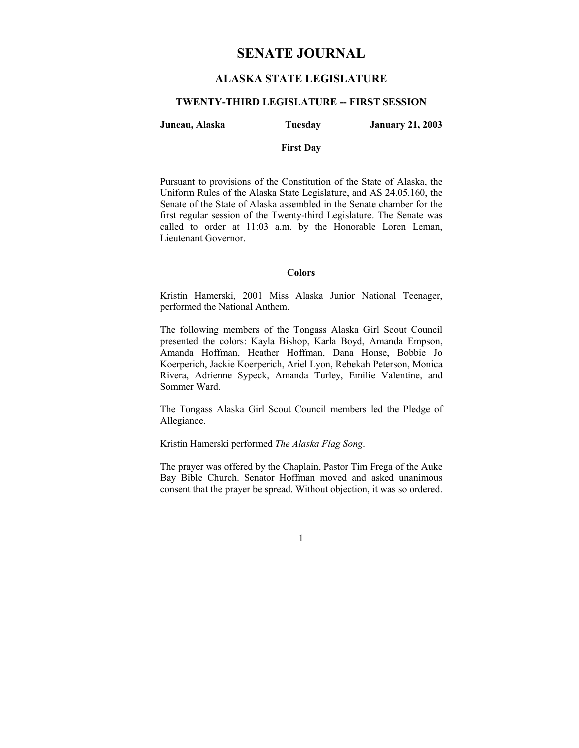# SENATE JOURNAL

## ALASKA STATE LEGISLATURE

### TWENTY-THIRD LEGISLATURE -- FIRST SESSION

**Juneau, Alaska** **Tuesday** **January 21, 2003**

**First Day**

Pursuant to provisions of the Constitution of the State of Alaska, the Uniform Rules of the Alaska State Legislature, and AS 24.05.160, the Senate of the State of Alaska assembled in the Senate chamber for the first regular session of the Twenty-third Legislature. The Senate was called to order at 11:03 a.m. by the Honorable Loren Leman, Lieutenant Governor.

**Colors**

Kristin Hamerski, 2001 Miss Alaska Junior National Teenager, performed the National Anthem.

The following members of the Tongass Alaska Girl Scout Council presented the colors: Kayla Bishop, Karla Boyd, Amanda Empson, Amanda Hoffman, Heather Hoffman, Dana Honse, Bobbie Jo Koerperich, Jackie Koerperich, Ariel Lyon, Rebekah Peterson, Monica Rivera, Adrienne Sypeck, Amanda Turley, Emilie Valentine, and Sommer Ward.

The Tongass Alaska Girl Scout Council members led the Pledge of Allegiance.

Kristin Hamerski performed *The Alaska Flag Song*.

The prayer was offered by the Chaplain, Pastor Tim Frega of the Auke Bay Bible Church. Senator Hoffman moved and asked unanimous consent that the prayer be spread. Without objection, it was so ordered.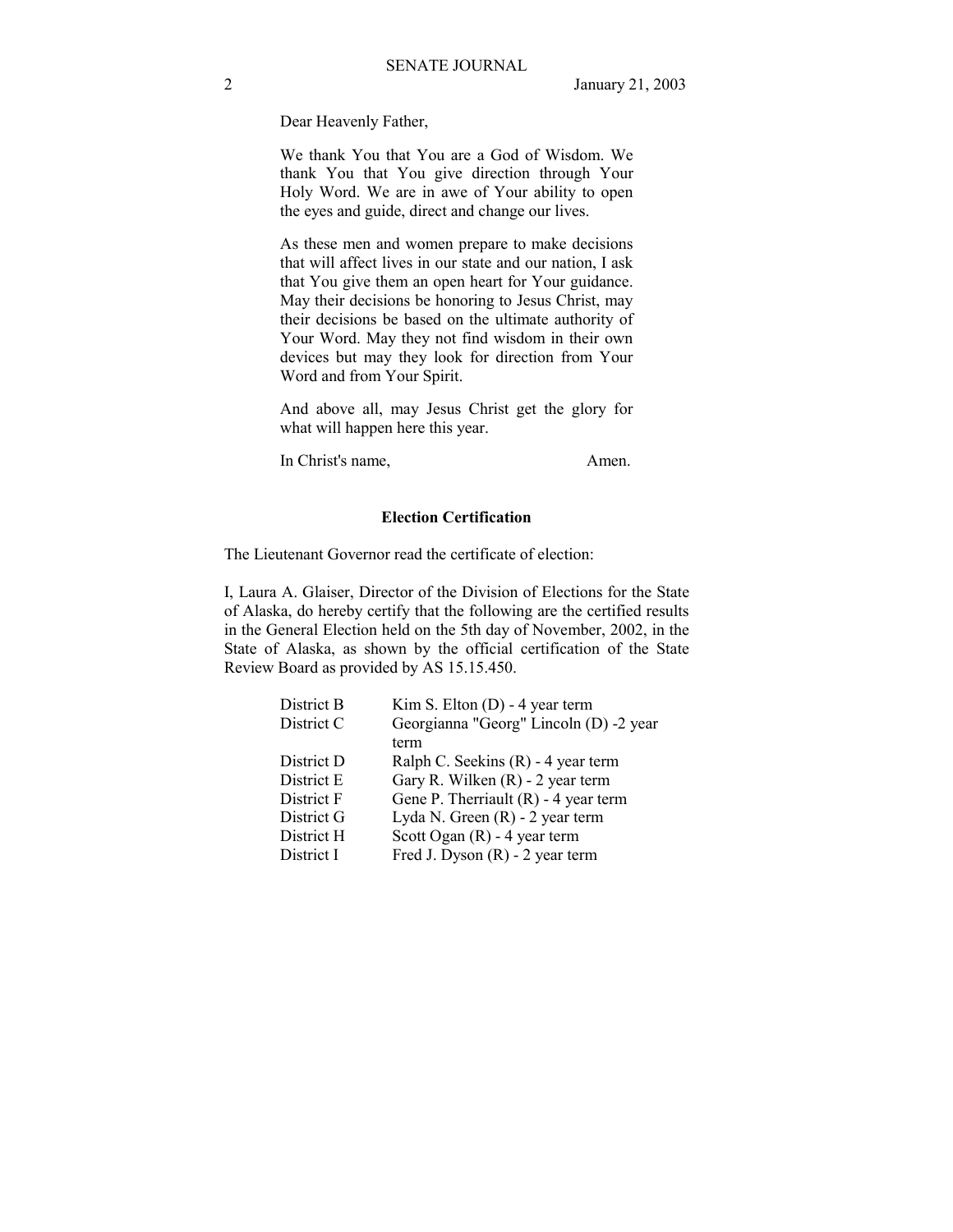Dear Heavenly Father,

We thank You that You are a God of Wisdom. We thank You that You give direction through Your Holy Word. We are in awe of Your ability to open the eyes and guide, direct and change our lives.

As these men and women prepare to make decisions that will affect lives in our state and our nation, I ask that You give them an open heart for Your guidance. May their decisions be honoring to Jesus Christ, may their decisions be based on the ultimate authority of Your Word. May they not find wisdom in their own devices but may they look for direction from Your Word and from Your Spirit.

And above all, may Jesus Christ get the glory for what will happen here this year.

In Christ's name, Amen.

**Election Certification**

The Lieutenant Governor read the certificate of election:

I, Laura A. Glaiser, Director of the Division of Elections for the State of Alaska, do hereby certify that the following are the certified results in the General Election held on the 5th day of November, 2002, in the State of Alaska, as shown by the official certification of the State Review Board as provided by AS 15.15.450.

| | |
|---|---|
| District B | Kim S. Elton (D) - 4 year term |
| District C | Georgianna "Georg" Lincoln (D) -2 year term |
| District D | Ralph C. Seekins (R) - 4 year term |
| District E | Gary R. Wilken (R) - 2 year term |
| District F | Gene P. Therriault (R) - 4 year term |
| District G | Lyda N. Green (R) - 2 year term |
| District H | Scott Ogan (R) - 4 year term |
| District I | Fred J. Dyson (R) - 2 year term |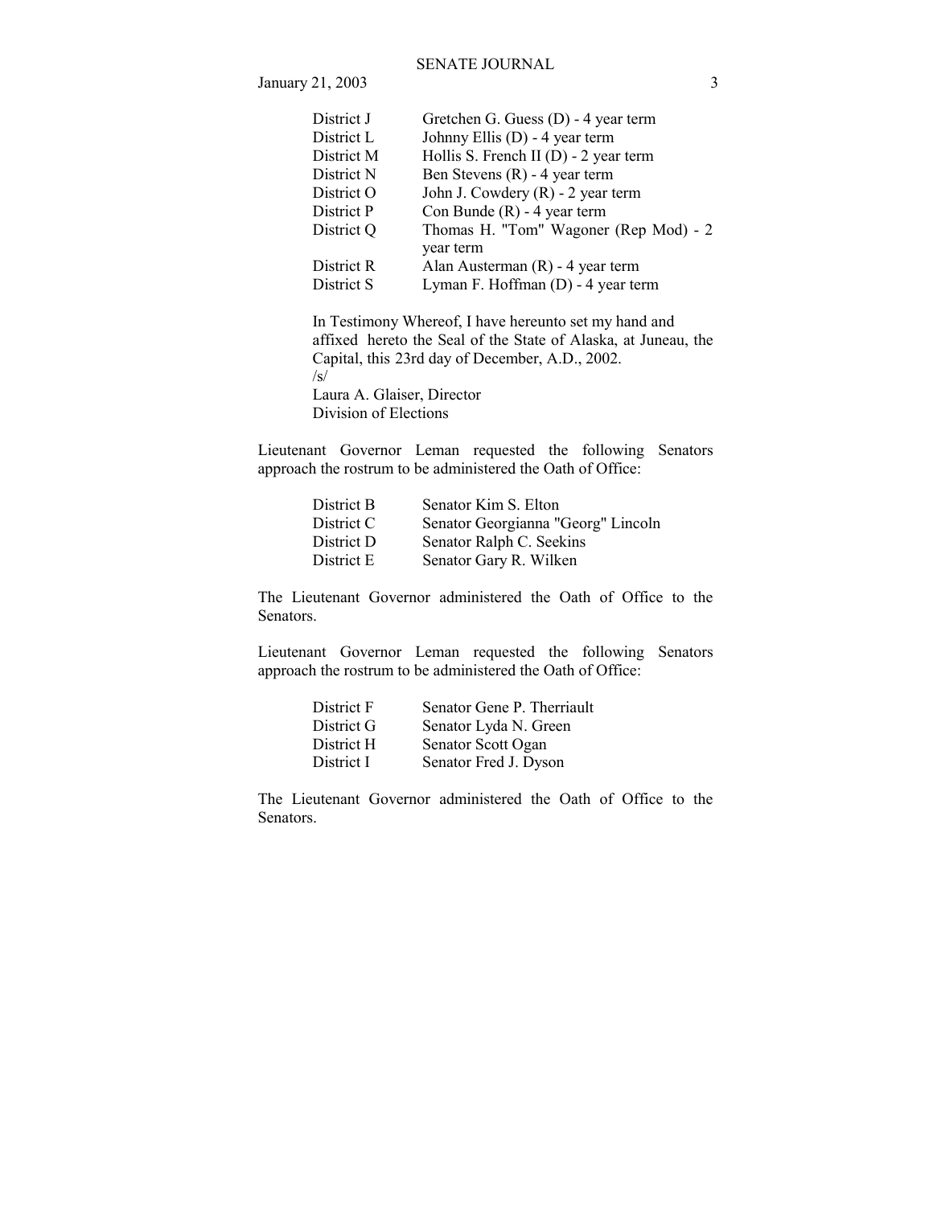| | |
|---|---|
| District J | Gretchen G. Guess (D) - 4 year term |
| District L | Johnny Ellis (D) - 4 year term |
| District M | Hollis S. French II (D) - 2 year term |
| District N | Ben Stevens (R) - 4 year term |
| District O | John J. Cowdery (R) - 2 year term |
| District P | Con Bunde (R) - 4 year term |
| District Q | Thomas H. "Tom" Wagoner (Rep Mod) - 2 year term |
| District R | Alan Austerman (R) - 4 year term |
| District S | Lyman F. Hoffman (D) - 4 year term |

In Testimony Whereof, I have hereunto set my hand and affixed hereto the Seal of the State of Alaska, at Juneau, the Capital, this 23rd day of December, A.D., 2002.
/s/
Laura A. Glaiser, Director
Division of Elections

Lieutenant Governor Leman requested the following Senators approach the rostrum to be administered the Oath of Office:

| | |
|---|---|
| District B | Senator Kim S. Elton |
| District C | Senator Georgianna "Georg" Lincoln |
| District D | Senator Ralph C. Seekins |
| District E | Senator Gary R. Wilken |

The Lieutenant Governor administered the Oath of Office to the Senators.

Lieutenant Governor Leman requested the following Senators approach the rostrum to be administered the Oath of Office:

| | |
|---|---|
| District F | Senator Gene P. Therriault |
| District G | Senator Lyda N. Green |
| District H | Senator Scott Ogan |
| District I | Senator Fred J. Dyson |

The Lieutenant Governor administered the Oath of Office to the Senators.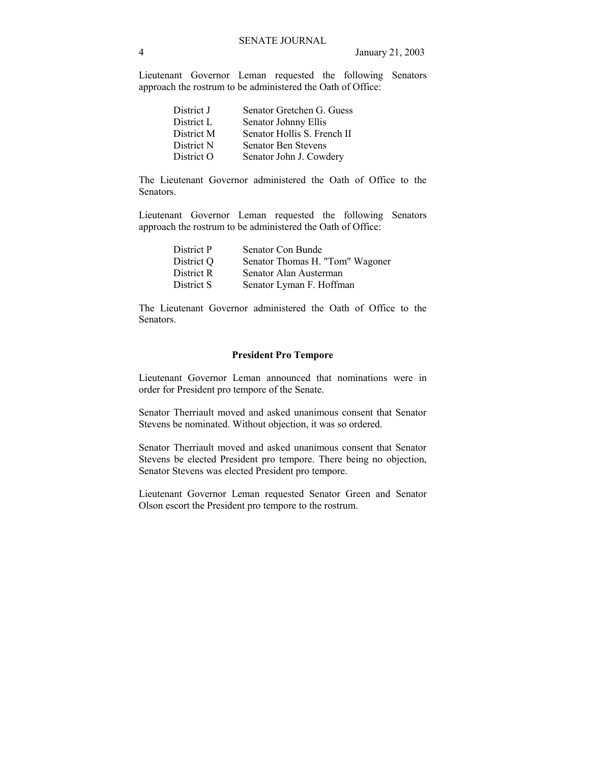Lieutenant Governor Leman requested the following Senators approach the rostrum to be administered the Oath of Office:

| | |
|---|---|
| District J | Senator Gretchen G. Guess |
| District L | Senator Johnny Ellis |
| District M | Senator Hollis S. French II |
| District N | Senator Ben Stevens |
| District O | Senator John J. Cowdery |

The Lieutenant Governor administered the Oath of Office to the Senators.

Lieutenant Governor Leman requested the following Senators approach the rostrum to be administered the Oath of Office:

| | |
|---|---|
| District P | Senator Con Bunde |
| District Q | Senator Thomas H. "Tom" Wagoner |
| District R | Senator Alan Austerman |
| District S | Senator Lyman F. Hoffman |

The Lieutenant Governor administered the Oath of Office to the Senators.

**President Pro Tempore**

Lieutenant Governor Leman announced that nominations were in order for President pro tempore of the Senate.

Senator Therriault moved and asked unanimous consent that Senator Stevens be nominated. Without objection, it was so ordered.

Senator Therriault moved and asked unanimous consent that Senator Stevens be elected President pro tempore. There being no objection, Senator Stevens was elected President pro tempore.

Lieutenant Governor Leman requested Senator Green and Senator Olson escort the President pro tempore to the rostrum.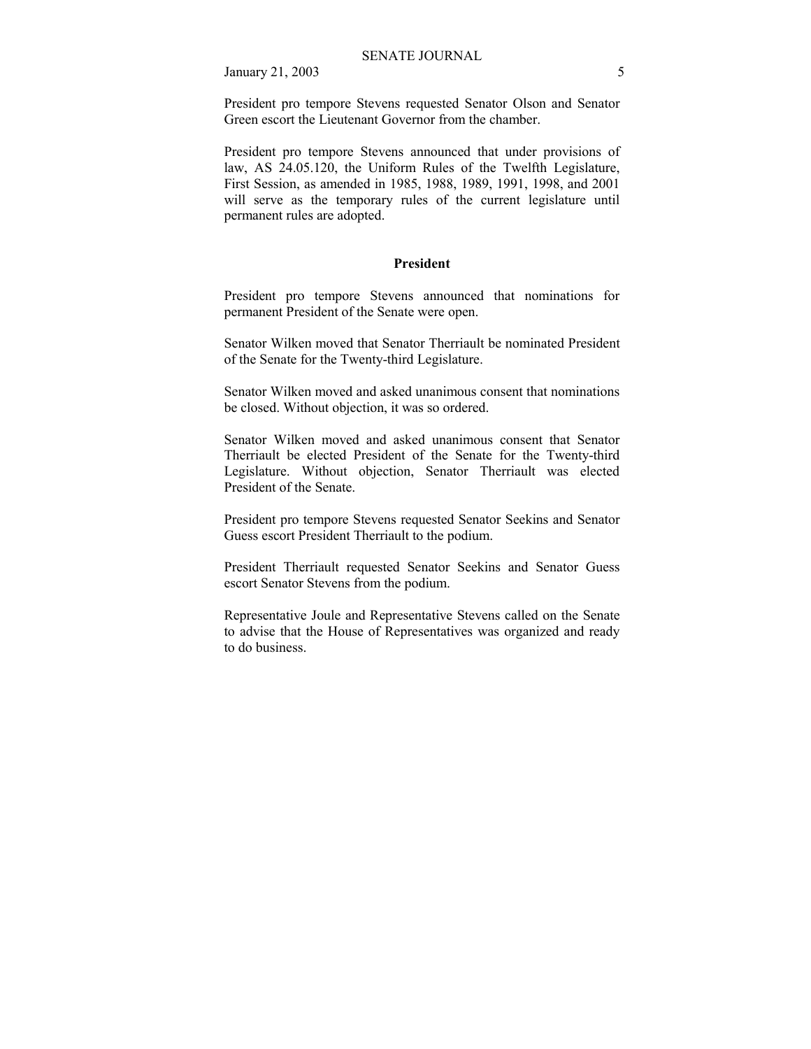President pro tempore Stevens requested Senator Olson and Senator Green escort the Lieutenant Governor from the chamber.

President pro tempore Stevens announced that under provisions of law, AS 24.05.120, the Uniform Rules of the Twelfth Legislature, First Session, as amended in 1985, 1988, 1989, 1991, 1998, and 2001 will serve as the temporary rules of the current legislature until permanent rules are adopted.

## President

President pro tempore Stevens announced that nominations for permanent President of the Senate were open.

Senator Wilken moved that Senator Therriault be nominated President of the Senate for the Twenty-third Legislature.

Senator Wilken moved and asked unanimous consent that nominations be closed. Without objection, it was so ordered.

Senator Wilken moved and asked unanimous consent that Senator Therriault be elected President of the Senate for the Twenty-third Legislature. Without objection, Senator Therriault was elected President of the Senate.

President pro tempore Stevens requested Senator Seekins and Senator Guess escort President Therriault to the podium.

President Therriault requested Senator Seekins and Senator Guess escort Senator Stevens from the podium.

Representative Joule and Representative Stevens called on the Senate to advise that the House of Representatives was organized and ready to do business.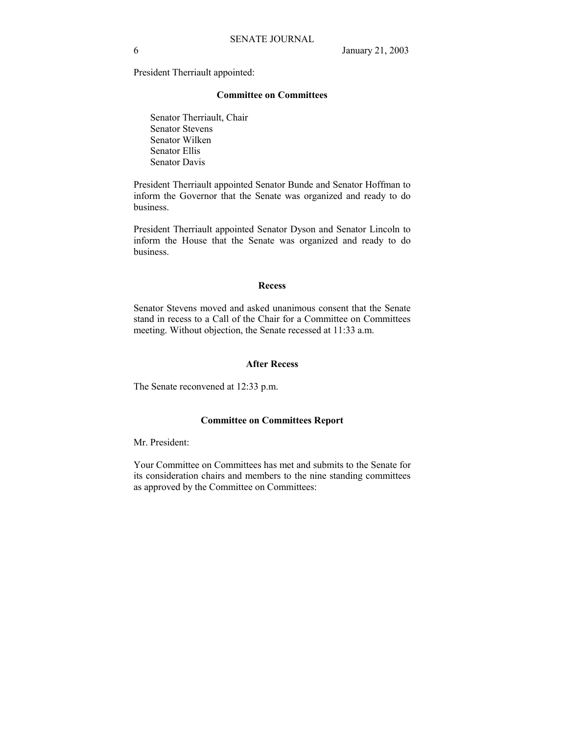President Therriault appointed:

**Committee on Committees**

Senator Therriault, Chair
Senator Stevens
Senator Wilken
Senator Ellis
Senator Davis

President Therriault appointed Senator Bunde and Senator Hoffman to inform the Governor that the Senate was organized and ready to do business.

President Therriault appointed Senator Dyson and Senator Lincoln to inform the House that the Senate was organized and ready to do business.

**Recess**

Senator Stevens moved and asked unanimous consent that the Senate stand in recess to a Call of the Chair for a Committee on Committees meeting. Without objection, the Senate recessed at 11:33 a.m.

**After Recess**

The Senate reconvened at 12:33 p.m.

**Committee on Committees Report**

Mr. President:

Your Committee on Committees has met and submits to the Senate for its consideration chairs and members to the nine standing committees as approved by the Committee on Committees: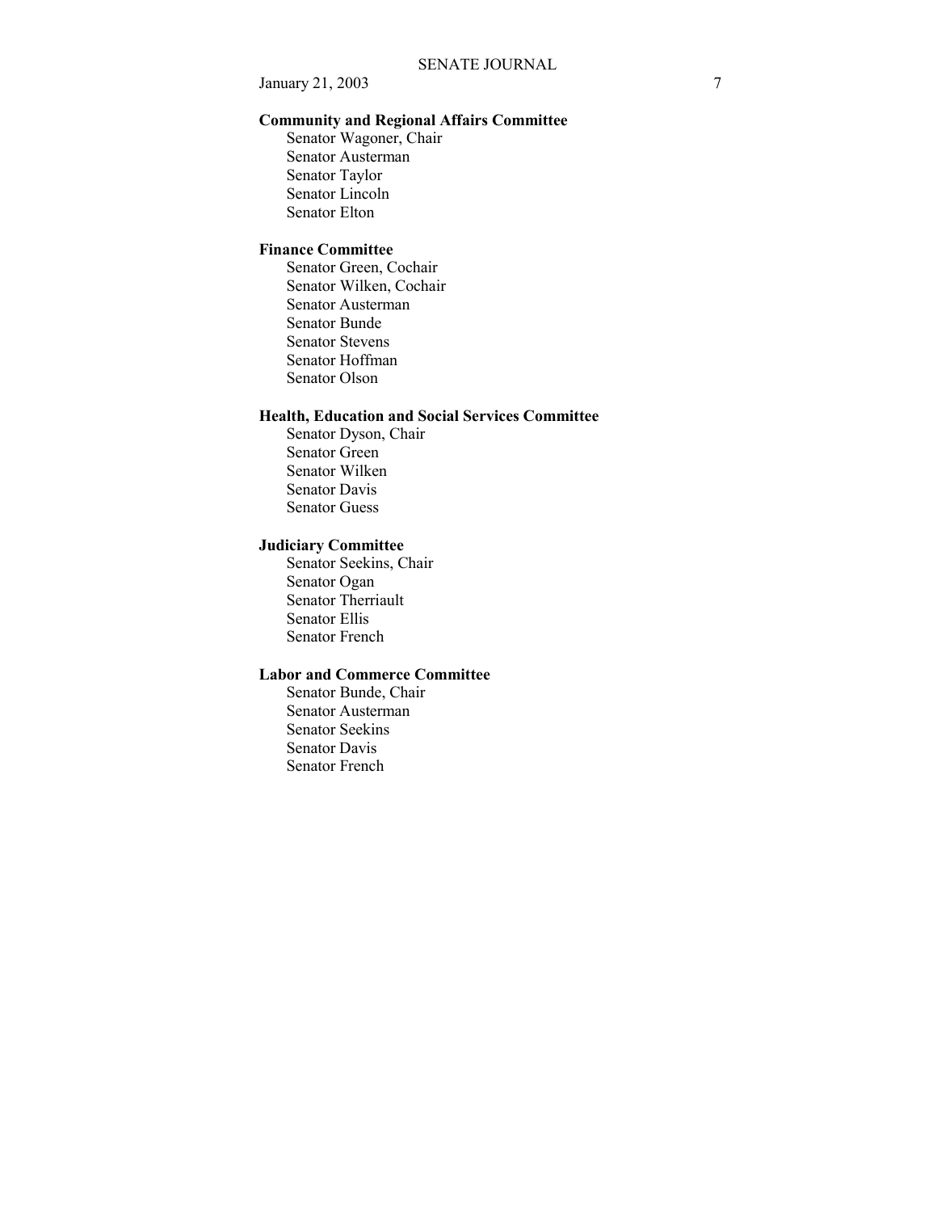**Community and Regional Affairs Committee**

Senator Wagoner, Chair
Senator Austerman
Senator Taylor
Senator Lincoln
Senator Elton

**Finance Committee**

Senator Green, Cochair
Senator Wilken, Cochair
Senator Austerman
Senator Bunde
Senator Stevens
Senator Hoffman
Senator Olson

**Health, Education and Social Services Committee**

Senator Dyson, Chair
Senator Green
Senator Wilken
Senator Davis
Senator Guess

**Judiciary Committee**

Senator Seekins, Chair
Senator Ogan
Senator Therriault
Senator Ellis
Senator French

**Labor and Commerce Committee**

Senator Bunde, Chair
Senator Austerman
Senator Seekins
Senator Davis
Senator French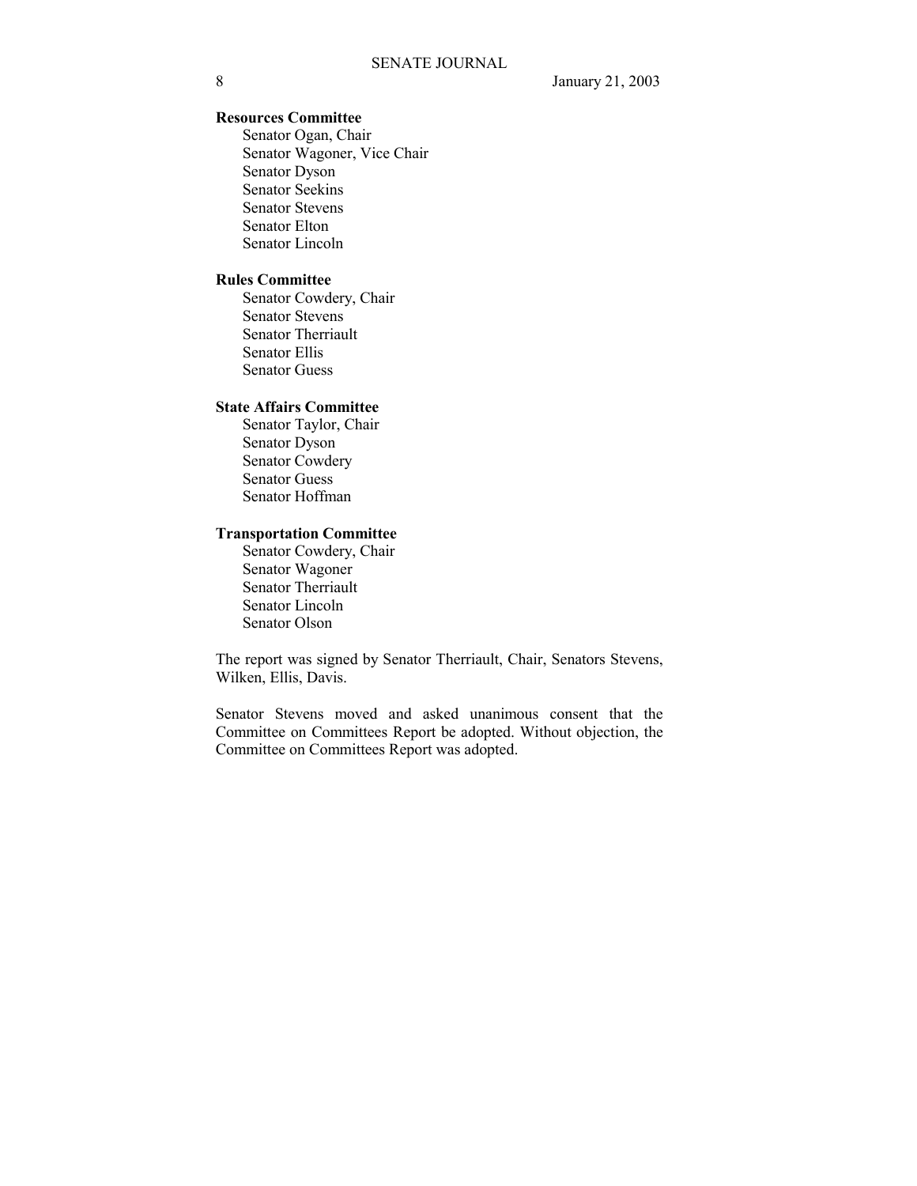**Resources Committee**

Senator Ogan, Chair
Senator Wagoner, Vice Chair
Senator Dyson
Senator Seekins
Senator Stevens
Senator Elton
Senator Lincoln

**Rules Committee**

Senator Cowdery, Chair
Senator Stevens
Senator Therriault
Senator Ellis
Senator Guess

**State Affairs Committee**

Senator Taylor, Chair
Senator Dyson
Senator Cowdery
Senator Guess
Senator Hoffman

**Transportation Committee**

Senator Cowdery, Chair
Senator Wagoner
Senator Therriault
Senator Lincoln
Senator Olson

The report was signed by Senator Therriault, Chair, Senators Stevens, Wilken, Ellis, Davis.

Senator Stevens moved and asked unanimous consent that the Committee on Committees Report be adopted. Without objection, the Committee on Committees Report was adopted.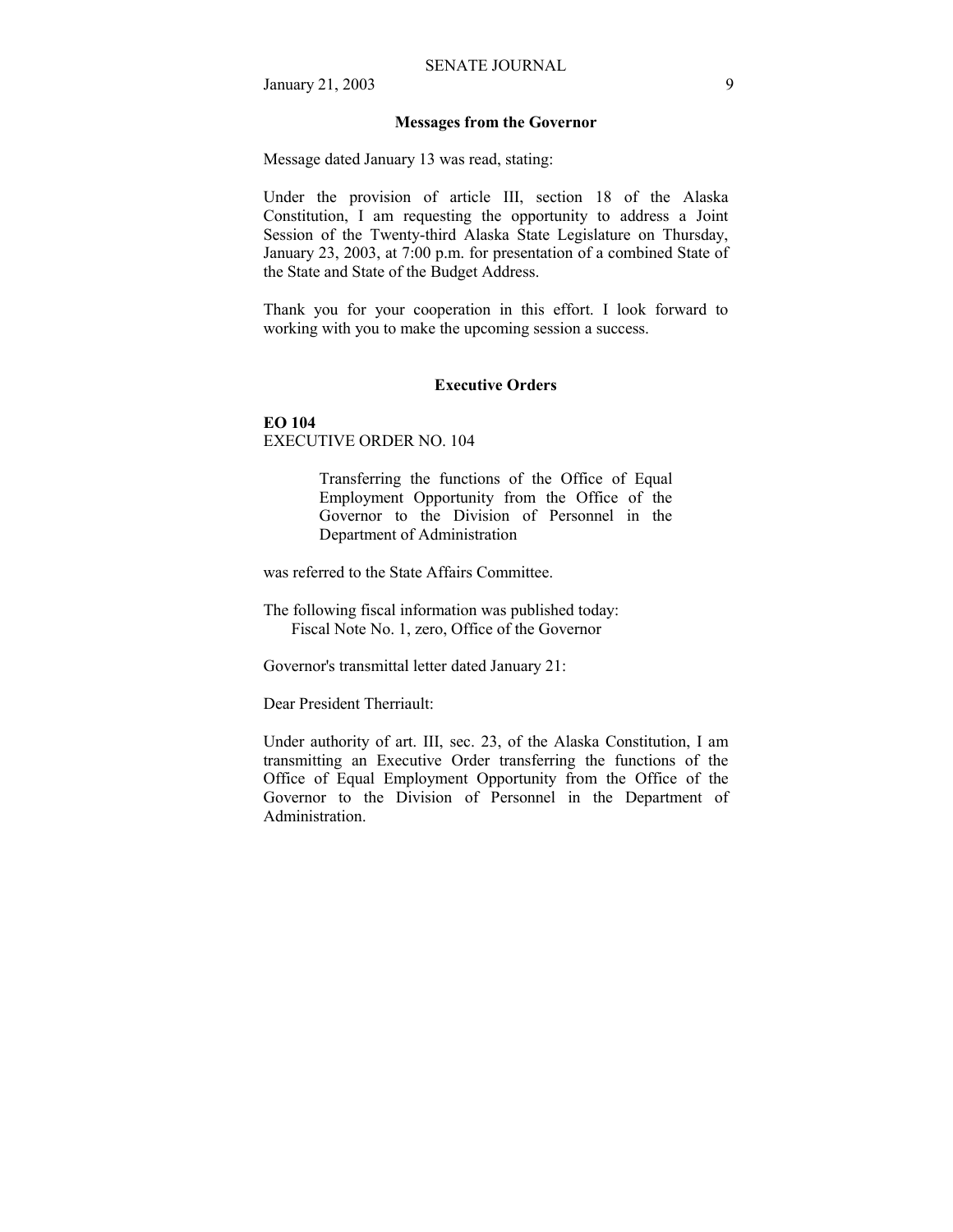## Messages from the Governor

Message dated January 13 was read, stating:

Under the provision of article III, section 18 of the Alaska Constitution, I am requesting the opportunity to address a Joint Session of the Twenty-third Alaska State Legislature on Thursday, January 23, 2003, at 7:00 p.m. for presentation of a combined State of the State and State of the Budget Address.

Thank you for your cooperation in this effort. I look forward to working with you to make the upcoming session a success.

## Executive Orders

**EO 104**
EXECUTIVE ORDER NO. 104

> Transferring the functions of the Office of Equal Employment Opportunity from the Office of the Governor to the Division of Personnel in the Department of Administration

was referred to the State Affairs Committee.

The following fiscal information was published today:
Fiscal Note No. 1, zero, Office of the Governor

Governor's transmittal letter dated January 21:

Dear President Therriault:

Under authority of art. III, sec. 23, of the Alaska Constitution, I am transmitting an Executive Order transferring the functions of the Office of Equal Employment Opportunity from the Office of the Governor to the Division of Personnel in the Department of Administration.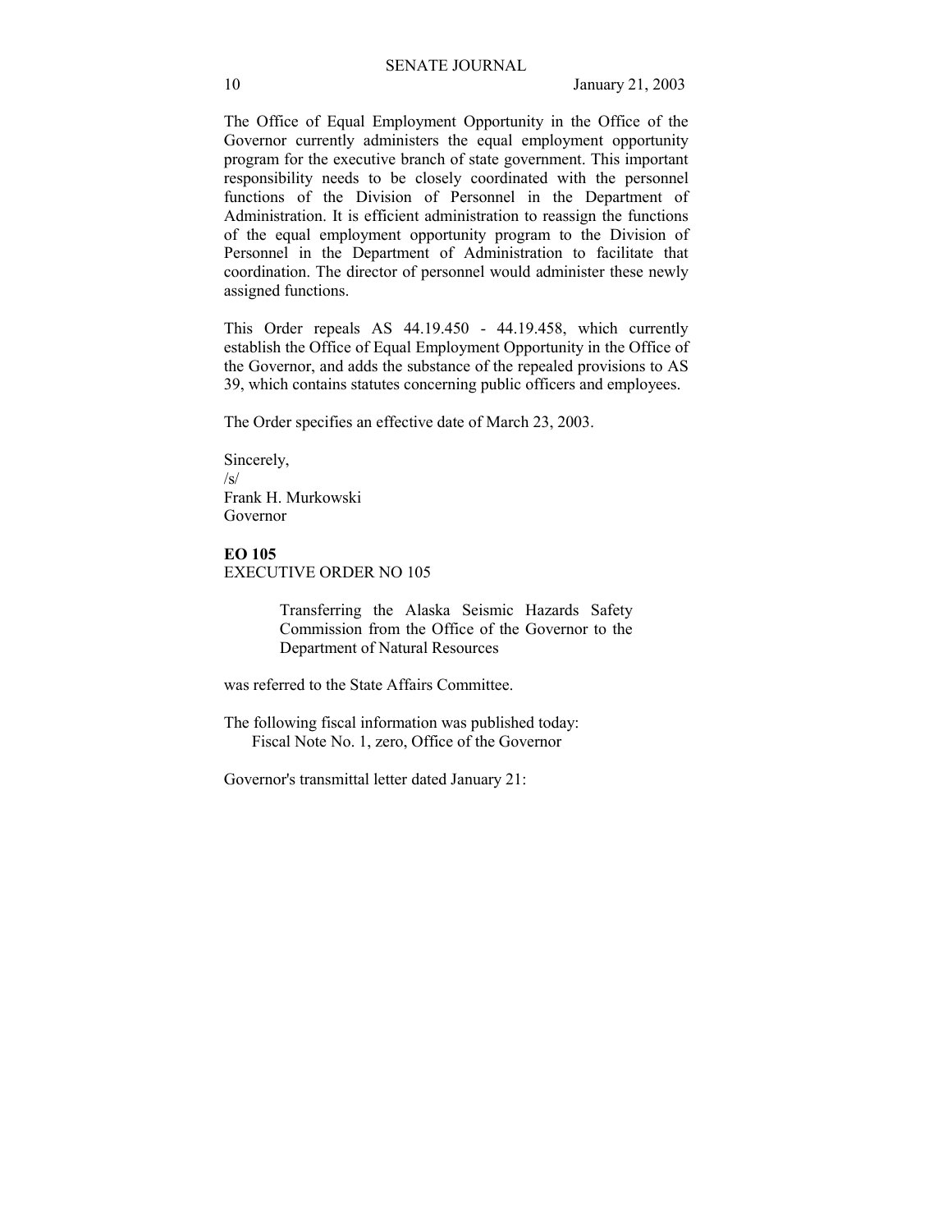The Office of Equal Employment Opportunity in the Office of the Governor currently administers the equal employment opportunity program for the executive branch of state government. This important responsibility needs to be closely coordinated with the personnel functions of the Division of Personnel in the Department of Administration. It is efficient administration to reassign the functions of the equal employment opportunity program to the Division of Personnel in the Department of Administration to facilitate that coordination. The director of personnel would administer these newly assigned functions.

This Order repeals AS 44.19.450 - 44.19.458, which currently establish the Office of Equal Employment Opportunity in the Office of the Governor, and adds the substance of the repealed provisions to AS 39, which contains statutes concerning public officers and employees.

The Order specifies an effective date of March 23, 2003.

Sincerely,
/s/
Frank H. Murkowski
Governor

**EO 105**
EXECUTIVE ORDER NO 105

> Transferring the Alaska Seismic Hazards Safety Commission from the Office of the Governor to the Department of Natural Resources

was referred to the State Affairs Committee.

The following fiscal information was published today:
Fiscal Note No. 1, zero, Office of the Governor

Governor's transmittal letter dated January 21: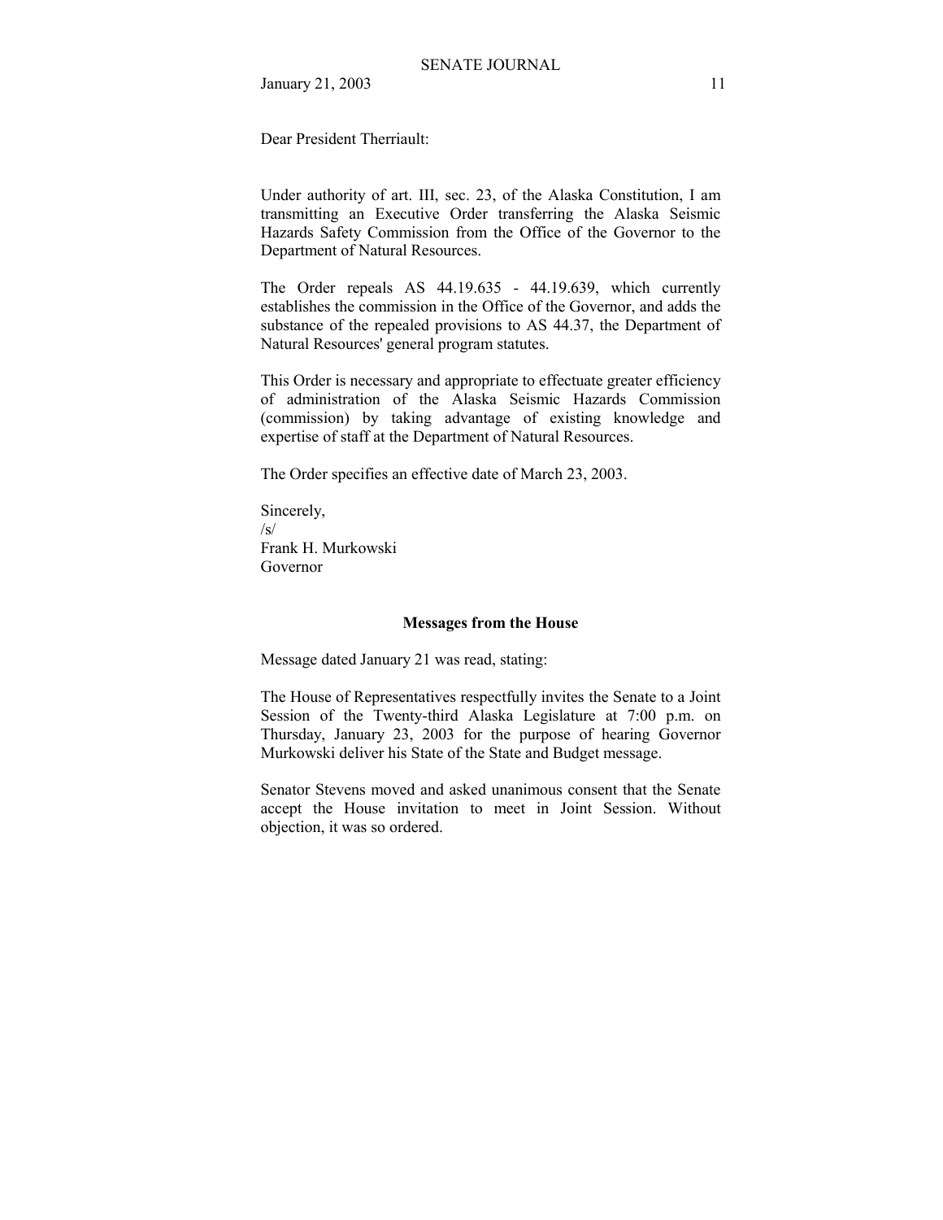Dear President Therriault:

Under authority of art. III, sec. 23, of the Alaska Constitution, I am transmitting an Executive Order transferring the Alaska Seismic Hazards Safety Commission from the Office of the Governor to the Department of Natural Resources.

The Order repeals AS 44.19.635 - 44.19.639, which currently establishes the commission in the Office of the Governor, and adds the substance of the repealed provisions to AS 44.37, the Department of Natural Resources' general program statutes.

This Order is necessary and appropriate to effectuate greater efficiency of administration of the Alaska Seismic Hazards Commission (commission) by taking advantage of existing knowledge and expertise of staff at the Department of Natural Resources.

The Order specifies an effective date of March 23, 2003.

Sincerely,
/s/
Frank H. Murkowski
Governor

**Messages from the House**

Message dated January 21 was read, stating:

The House of Representatives respectfully invites the Senate to a Joint Session of the Twenty-third Alaska Legislature at 7:00 p.m. on Thursday, January 23, 2003 for the purpose of hearing Governor Murkowski deliver his State of the State and Budget message.

Senator Stevens moved and asked unanimous consent that the Senate accept the House invitation to meet in Joint Session. Without objection, it was so ordered.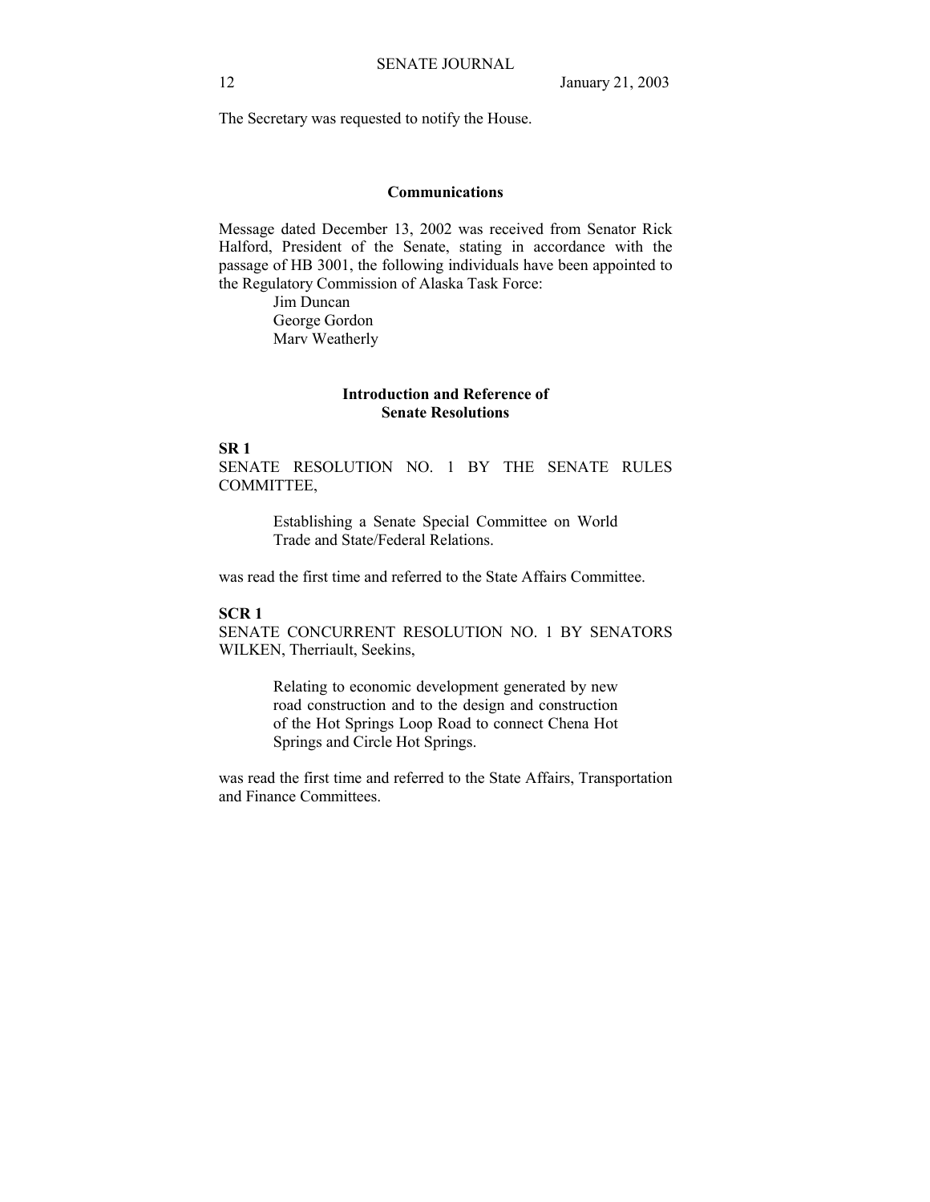The Secretary was requested to notify the House.

## Communications

Message dated December 13, 2002 was received from Senator Rick Halford, President of the Senate, stating in accordance with the passage of HB 3001, the following individuals have been appointed to the Regulatory Commission of Alaska Task Force:

Jim Duncan
George Gordon
Marv Weatherly

## Introduction and Reference of Senate Resolutions

**SR 1**

SENATE RESOLUTION NO. 1 BY THE SENATE RULES COMMITTEE,

> Establishing a Senate Special Committee on World Trade and State/Federal Relations.

was read the first time and referred to the State Affairs Committee.

**SCR 1**

SENATE CONCURRENT RESOLUTION NO. 1 BY SENATORS WILKEN, Therriault, Seekins,

> Relating to economic development generated by new road construction and to the design and construction of the Hot Springs Loop Road to connect Chena Hot Springs and Circle Hot Springs.

was read the first time and referred to the State Affairs, Transportation and Finance Committees.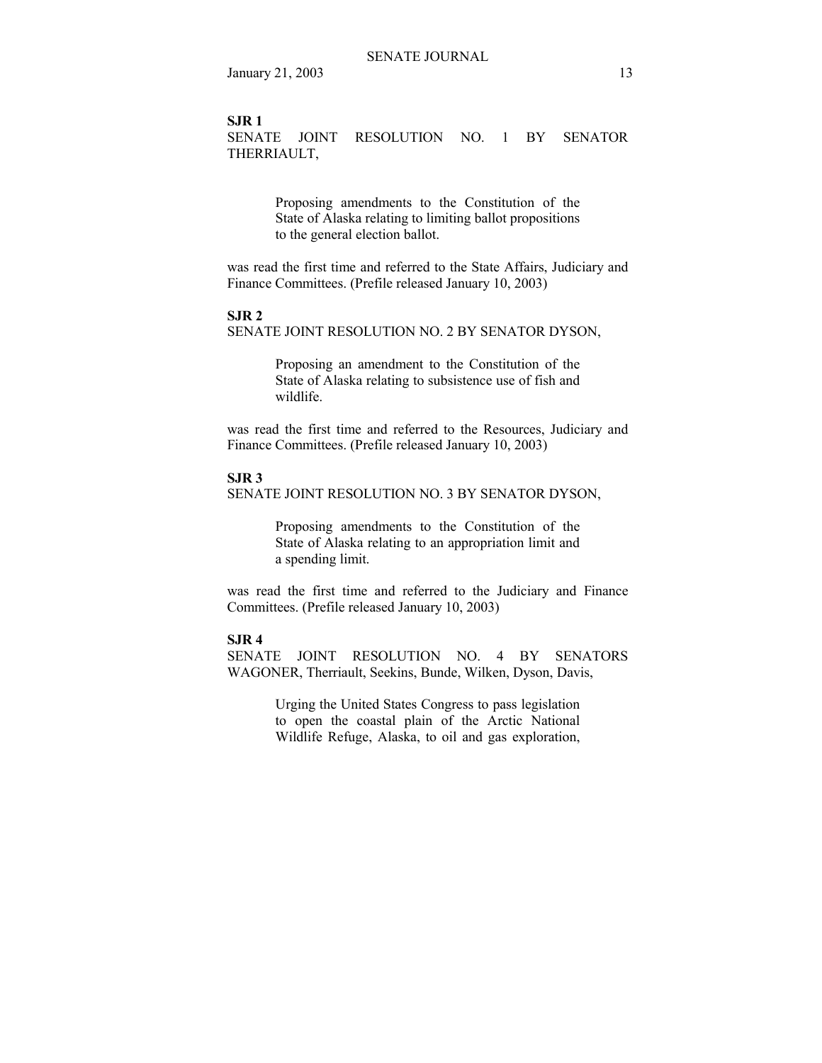**SJR 1**

SENATE JOINT RESOLUTION NO. 1 BY SENATOR THERRIAULT,

> Proposing amendments to the Constitution of the State of Alaska relating to limiting ballot propositions to the general election ballot.

was read the first time and referred to the State Affairs, Judiciary and Finance Committees. (Prefile released January 10, 2003)

**SJR 2**

SENATE JOINT RESOLUTION NO. 2 BY SENATOR DYSON,

> Proposing an amendment to the Constitution of the State of Alaska relating to subsistence use of fish and wildlife.

was read the first time and referred to the Resources, Judiciary and Finance Committees. (Prefile released January 10, 2003)

**SJR 3**

SENATE JOINT RESOLUTION NO. 3 BY SENATOR DYSON,

> Proposing amendments to the Constitution of the State of Alaska relating to an appropriation limit and a spending limit.

was read the first time and referred to the Judiciary and Finance Committees. (Prefile released January 10, 2003)

**SJR 4**

SENATE JOINT RESOLUTION NO. 4 BY SENATORS WAGONER, Therriault, Seekins, Bunde, Wilken, Dyson, Davis,

> Urging the United States Congress to pass legislation to open the coastal plain of the Arctic National Wildlife Refuge, Alaska, to oil and gas exploration,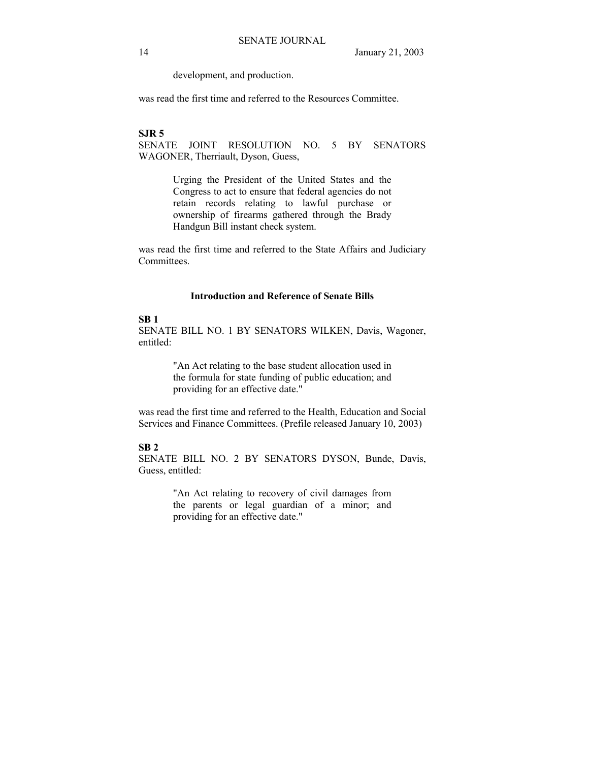development, and production.

was read the first time and referred to the Resources Committee.

**SJR 5**
SENATE JOINT RESOLUTION NO. 5 BY SENATORS WAGONER, Therriault, Dyson, Guess,

> Urging the President of the United States and the Congress to act to ensure that federal agencies do not retain records relating to lawful purchase or ownership of firearms gathered through the Brady Handgun Bill instant check system.

was read the first time and referred to the State Affairs and Judiciary Committees.

### Introduction and Reference of Senate Bills

**SB 1**
SENATE BILL NO. 1 BY SENATORS WILKEN, Davis, Wagoner, entitled:

> "An Act relating to the base student allocation used in the formula for state funding of public education; and providing for an effective date."

was read the first time and referred to the Health, Education and Social Services and Finance Committees. (Prefile released January 10, 2003)

**SB 2**
SENATE BILL NO. 2 BY SENATORS DYSON, Bunde, Davis, Guess, entitled:

> "An Act relating to recovery of civil damages from the parents or legal guardian of a minor; and providing for an effective date."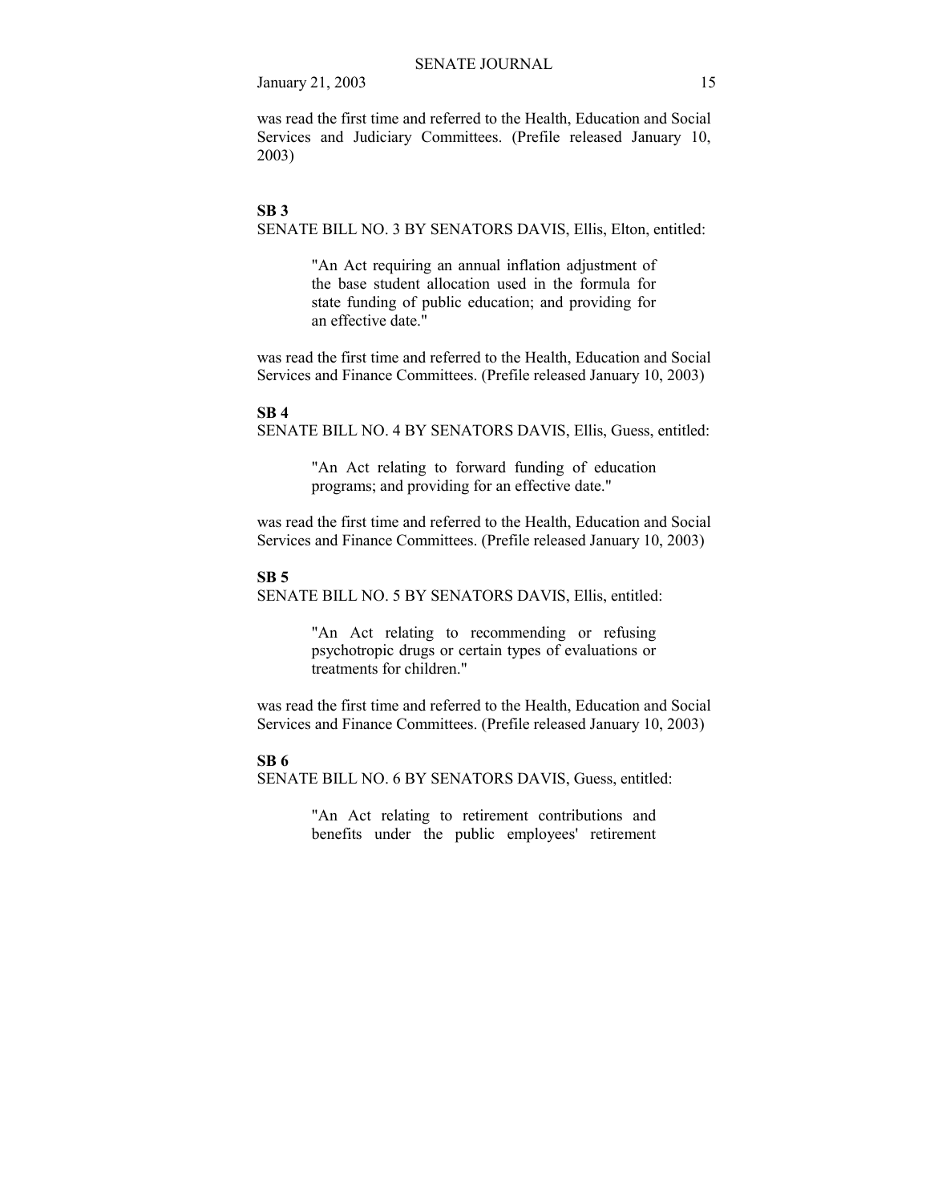was read the first time and referred to the Health, Education and Social Services and Judiciary Committees. (Prefile released January 10, 2003)

**SB 3**

SENATE BILL NO. 3 BY SENATORS DAVIS, Ellis, Elton, entitled:

> "An Act requiring an annual inflation adjustment of the base student allocation used in the formula for state funding of public education; and providing for an effective date."

was read the first time and referred to the Health, Education and Social Services and Finance Committees. (Prefile released January 10, 2003)

**SB 4**

SENATE BILL NO. 4 BY SENATORS DAVIS, Ellis, Guess, entitled:

> "An Act relating to forward funding of education programs; and providing for an effective date."

was read the first time and referred to the Health, Education and Social Services and Finance Committees. (Prefile released January 10, 2003)

**SB 5**

SENATE BILL NO. 5 BY SENATORS DAVIS, Ellis, entitled:

> "An Act relating to recommending or refusing psychotropic drugs or certain types of evaluations or treatments for children."

was read the first time and referred to the Health, Education and Social Services and Finance Committees. (Prefile released January 10, 2003)

**SB 6**

SENATE BILL NO. 6 BY SENATORS DAVIS, Guess, entitled:

> "An Act relating to retirement contributions and benefits under the public employees' retirement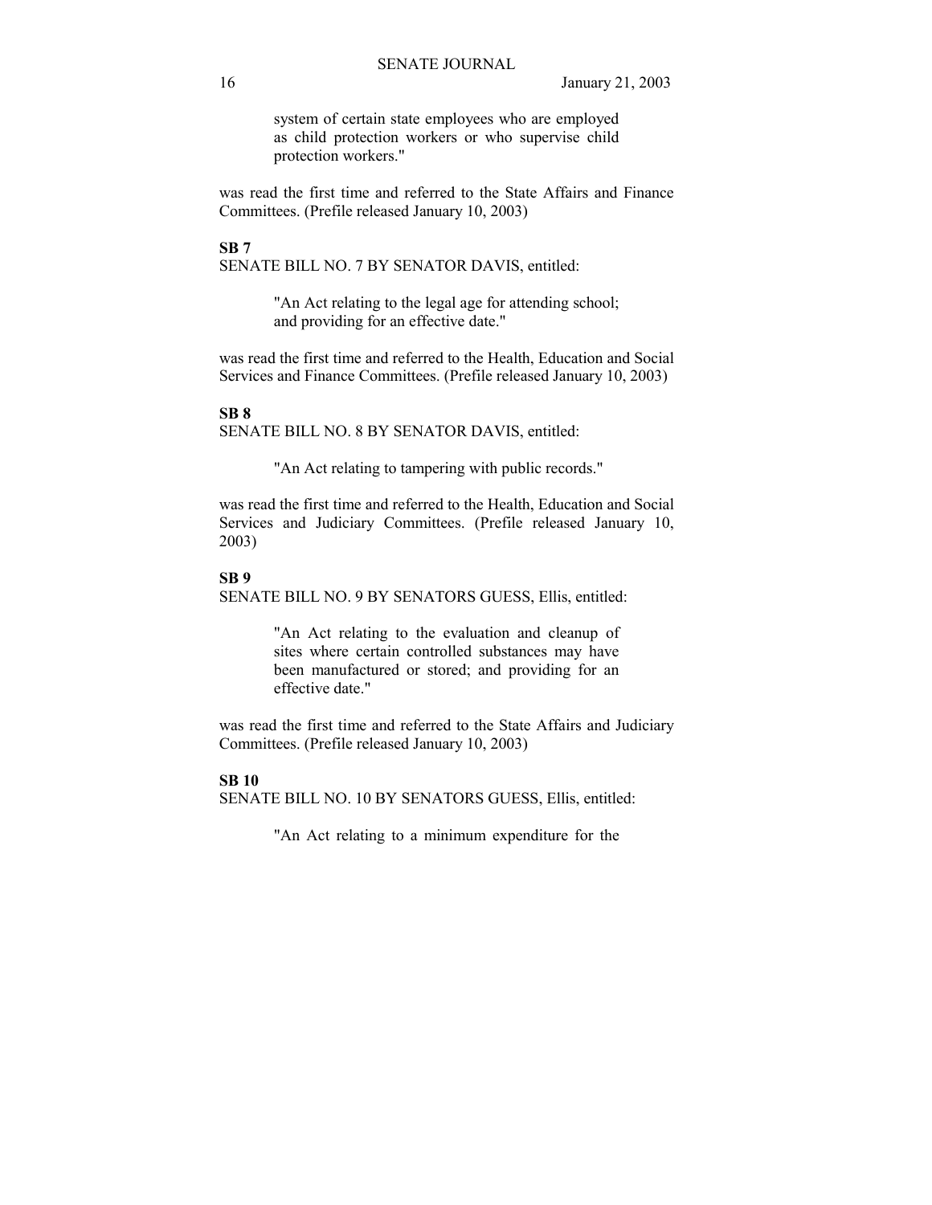system of certain state employees who are employed as child protection workers or who supervise child protection workers."

was read the first time and referred to the State Affairs and Finance Committees. (Prefile released January 10, 2003)

**SB 7**

SENATE BILL NO. 7 BY SENATOR DAVIS, entitled:

> "An Act relating to the legal age for attending school; and providing for an effective date."

was read the first time and referred to the Health, Education and Social Services and Finance Committees. (Prefile released January 10, 2003)

**SB 8**

SENATE BILL NO. 8 BY SENATOR DAVIS, entitled:

> "An Act relating to tampering with public records."

was read the first time and referred to the Health, Education and Social Services and Judiciary Committees. (Prefile released January 10, 2003)

**SB 9**

SENATE BILL NO. 9 BY SENATORS GUESS, Ellis, entitled:

> "An Act relating to the evaluation and cleanup of sites where certain controlled substances may have been manufactured or stored; and providing for an effective date."

was read the first time and referred to the State Affairs and Judiciary Committees. (Prefile released January 10, 2003)

**SB 10**

SENATE BILL NO. 10 BY SENATORS GUESS, Ellis, entitled:

> "An Act relating to a minimum expenditure for the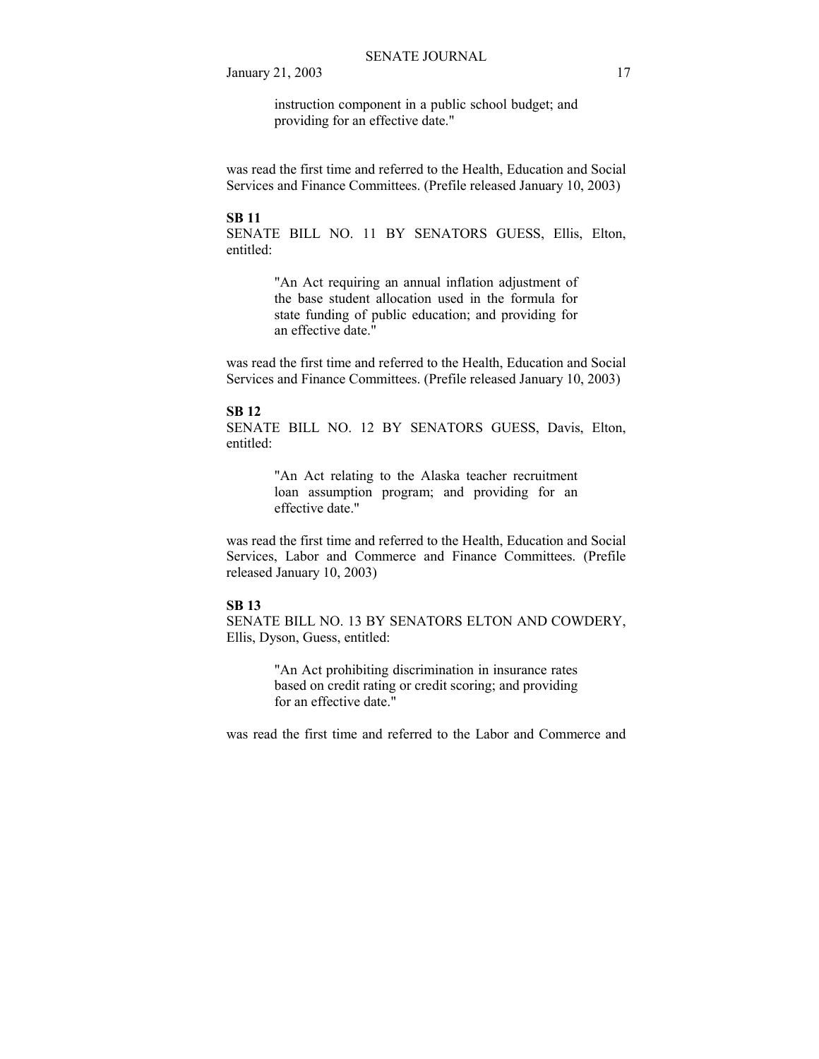instruction component in a public school budget; and providing for an effective date."

was read the first time and referred to the Health, Education and Social Services and Finance Committees. (Prefile released January 10, 2003)

**SB 11**

SENATE BILL NO. 11 BY SENATORS GUESS, Ellis, Elton, entitled:

> "An Act requiring an annual inflation adjustment of the base student allocation used in the formula for state funding of public education; and providing for an effective date."

was read the first time and referred to the Health, Education and Social Services and Finance Committees. (Prefile released January 10, 2003)

**SB 12**

SENATE BILL NO. 12 BY SENATORS GUESS, Davis, Elton, entitled:

> "An Act relating to the Alaska teacher recruitment loan assumption program; and providing for an effective date."

was read the first time and referred to the Health, Education and Social Services, Labor and Commerce and Finance Committees. (Prefile released January 10, 2003)

**SB 13**

SENATE BILL NO. 13 BY SENATORS ELTON AND COWDERY, Ellis, Dyson, Guess, entitled:

> "An Act prohibiting discrimination in insurance rates based on credit rating or credit scoring; and providing for an effective date."

was read the first time and referred to the Labor and Commerce and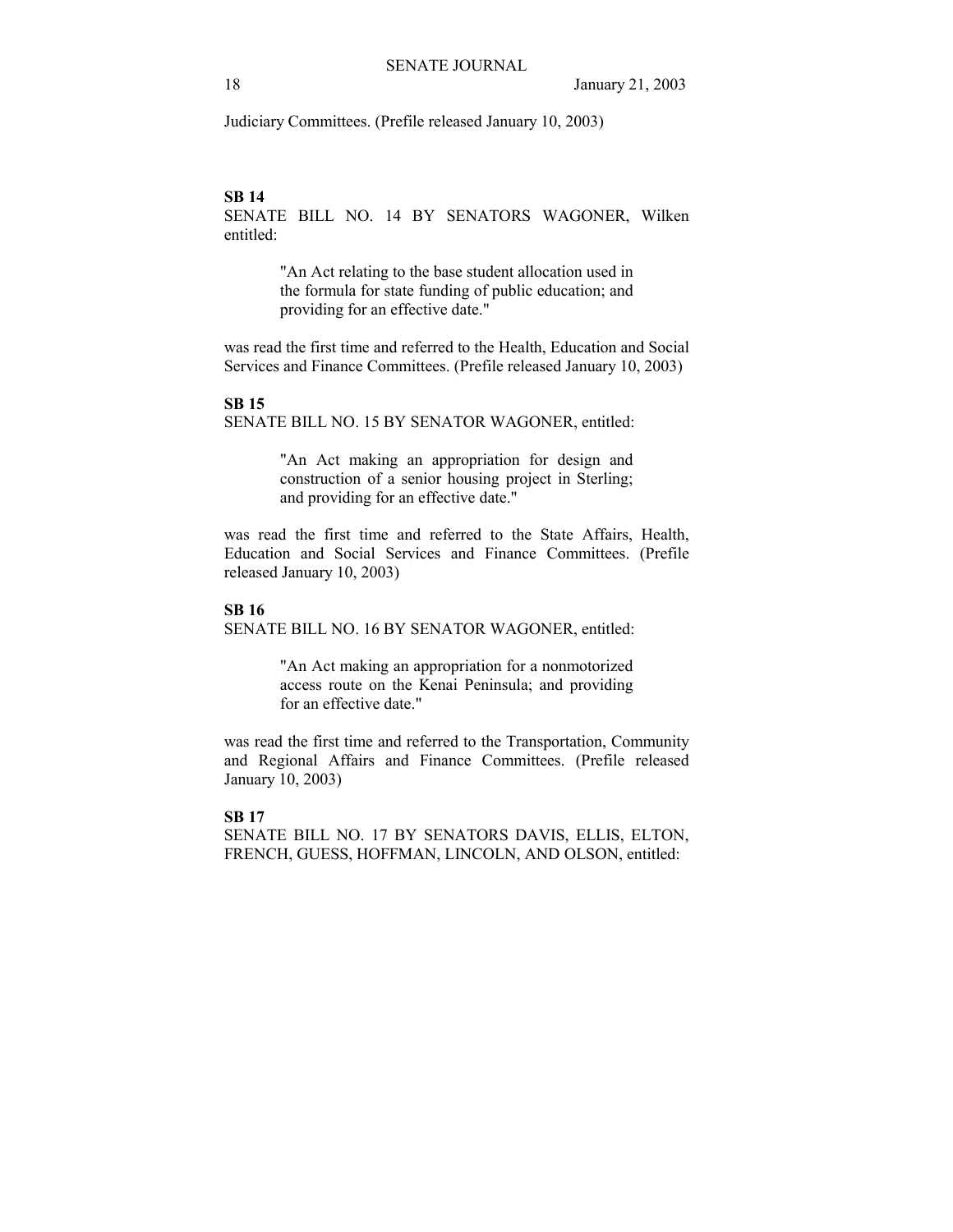Judiciary Committees. (Prefile released January 10, 2003)

**SB 14**

SENATE BILL NO. 14 BY SENATORS WAGONER, Wilken entitled:

> "An Act relating to the base student allocation used in the formula for state funding of public education; and providing for an effective date."

was read the first time and referred to the Health, Education and Social Services and Finance Committees. (Prefile released January 10, 2003)

**SB 15**

SENATE BILL NO. 15 BY SENATOR WAGONER, entitled:

> "An Act making an appropriation for design and construction of a senior housing project in Sterling; and providing for an effective date."

was read the first time and referred to the State Affairs, Health, Education and Social Services and Finance Committees. (Prefile released January 10, 2003)

**SB 16**

SENATE BILL NO. 16 BY SENATOR WAGONER, entitled:

> "An Act making an appropriation for a nonmotorized access route on the Kenai Peninsula; and providing for an effective date."

was read the first time and referred to the Transportation, Community and Regional Affairs and Finance Committees. (Prefile released January 10, 2003)

**SB 17**

SENATE BILL NO. 17 BY SENATORS DAVIS, ELLIS, ELTON, FRENCH, GUESS, HOFFMAN, LINCOLN, AND OLSON, entitled: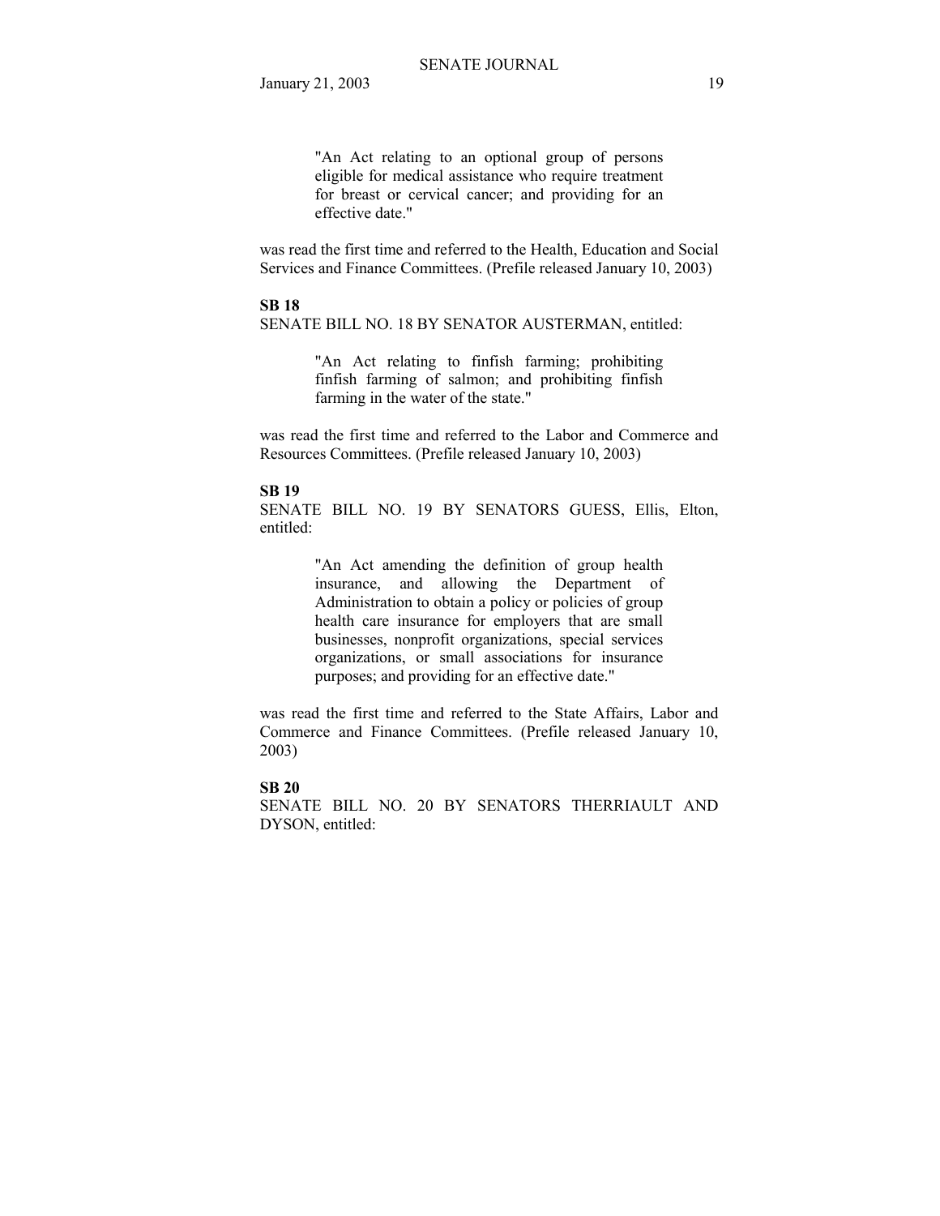> "An Act relating to an optional group of persons eligible for medical assistance who require treatment for breast or cervical cancer; and providing for an effective date."

was read the first time and referred to the Health, Education and Social Services and Finance Committees. (Prefile released January 10, 2003)

**SB 18**

SENATE BILL NO. 18 BY SENATOR AUSTERMAN, entitled:

> "An Act relating to finfish farming; prohibiting finfish farming of salmon; and prohibiting finfish farming in the water of the state."

was read the first time and referred to the Labor and Commerce and Resources Committees. (Prefile released January 10, 2003)

**SB 19**

SENATE BILL NO. 19 BY SENATORS GUESS, Ellis, Elton, entitled:

> "An Act amending the definition of group health insurance, and allowing the Department of Administration to obtain a policy or policies of group health care insurance for employers that are small businesses, nonprofit organizations, special services organizations, or small associations for insurance purposes; and providing for an effective date."

was read the first time and referred to the State Affairs, Labor and Commerce and Finance Committees. (Prefile released January 10, 2003)

**SB 20**

SENATE BILL NO. 20 BY SENATORS THERRIAULT AND DYSON, entitled: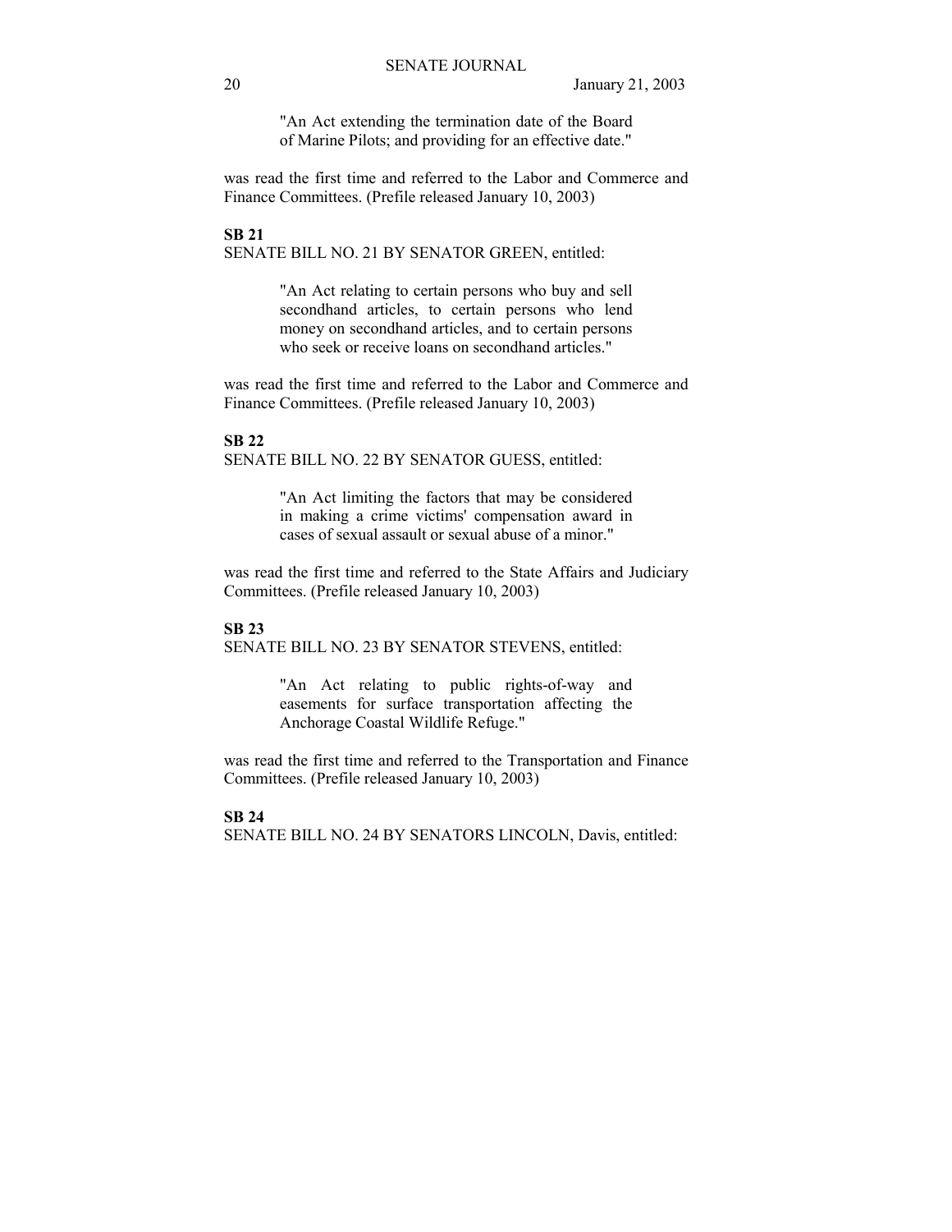"An Act extending the termination date of the Board of Marine Pilots; and providing for an effective date."

was read the first time and referred to the Labor and Commerce and Finance Committees. (Prefile released January 10, 2003)

**SB 21**

SENATE BILL NO. 21 BY SENATOR GREEN, entitled:

"An Act relating to certain persons who buy and sell secondhand articles, to certain persons who lend money on secondhand articles, and to certain persons who seek or receive loans on secondhand articles."

was read the first time and referred to the Labor and Commerce and Finance Committees. (Prefile released January 10, 2003)

**SB 22**

SENATE BILL NO. 22 BY SENATOR GUESS, entitled:

"An Act limiting the factors that may be considered in making a crime victims' compensation award in cases of sexual assault or sexual abuse of a minor."

was read the first time and referred to the State Affairs and Judiciary Committees. (Prefile released January 10, 2003)

**SB 23**

SENATE BILL NO. 23 BY SENATOR STEVENS, entitled:

"An Act relating to public rights-of-way and easements for surface transportation affecting the Anchorage Coastal Wildlife Refuge."

was read the first time and referred to the Transportation and Finance Committees. (Prefile released January 10, 2003)

**SB 24**

SENATE BILL NO. 24 BY SENATORS LINCOLN, Davis, entitled: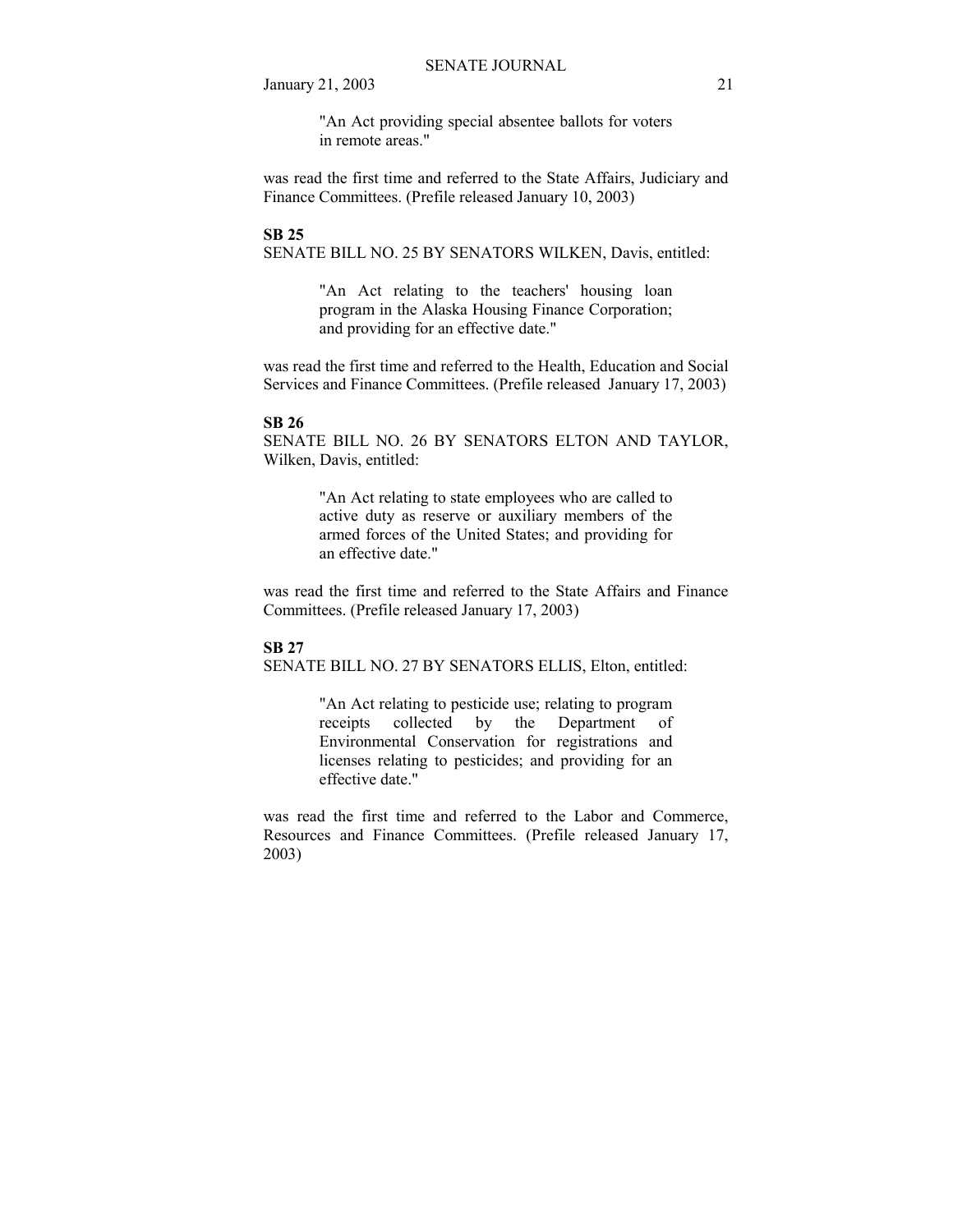"An Act providing special absentee ballots for voters in remote areas."

was read the first time and referred to the State Affairs, Judiciary and Finance Committees. (Prefile released January 10, 2003)

**SB 25**

SENATE BILL NO. 25 BY SENATORS WILKEN, Davis, entitled:

> "An Act relating to the teachers' housing loan program in the Alaska Housing Finance Corporation; and providing for an effective date."

was read the first time and referred to the Health, Education and Social Services and Finance Committees. (Prefile released January 17, 2003)

**SB 26**

SENATE BILL NO. 26 BY SENATORS ELTON AND TAYLOR, Wilken, Davis, entitled:

> "An Act relating to state employees who are called to active duty as reserve or auxiliary members of the armed forces of the United States; and providing for an effective date."

was read the first time and referred to the State Affairs and Finance Committees. (Prefile released January 17, 2003)

**SB 27**

SENATE BILL NO. 27 BY SENATORS ELLIS, Elton, entitled:

> "An Act relating to pesticide use; relating to program receipts collected by the Department of Environmental Conservation for registrations and licenses relating to pesticides; and providing for an effective date."

was read the first time and referred to the Labor and Commerce, Resources and Finance Committees. (Prefile released January 17, 2003)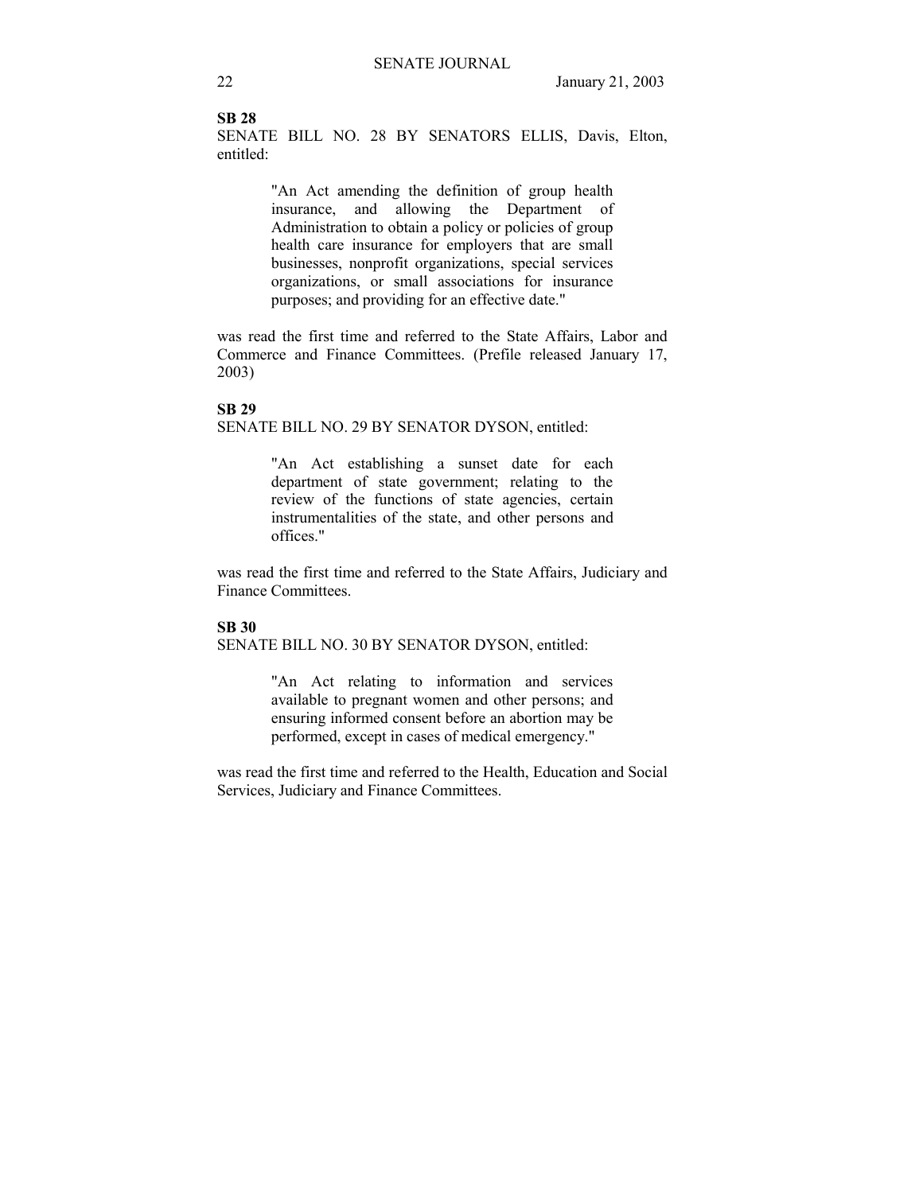**SB 28**

SENATE BILL NO. 28 BY SENATORS ELLIS, Davis, Elton, entitled:

> "An Act amending the definition of group health insurance, and allowing the Department of Administration to obtain a policy or policies of group health care insurance for employers that are small businesses, nonprofit organizations, special services organizations, or small associations for insurance purposes; and providing for an effective date."

was read the first time and referred to the State Affairs, Labor and Commerce and Finance Committees. (Prefile released January 17, 2003)

**SB 29**

SENATE BILL NO. 29 BY SENATOR DYSON, entitled:

> "An Act establishing a sunset date for each department of state government; relating to the review of the functions of state agencies, certain instrumentalities of the state, and other persons and offices."

was read the first time and referred to the State Affairs, Judiciary and Finance Committees.

**SB 30**

SENATE BILL NO. 30 BY SENATOR DYSON, entitled:

> "An Act relating to information and services available to pregnant women and other persons; and ensuring informed consent before an abortion may be performed, except in cases of medical emergency."

was read the first time and referred to the Health, Education and Social Services, Judiciary and Finance Committees.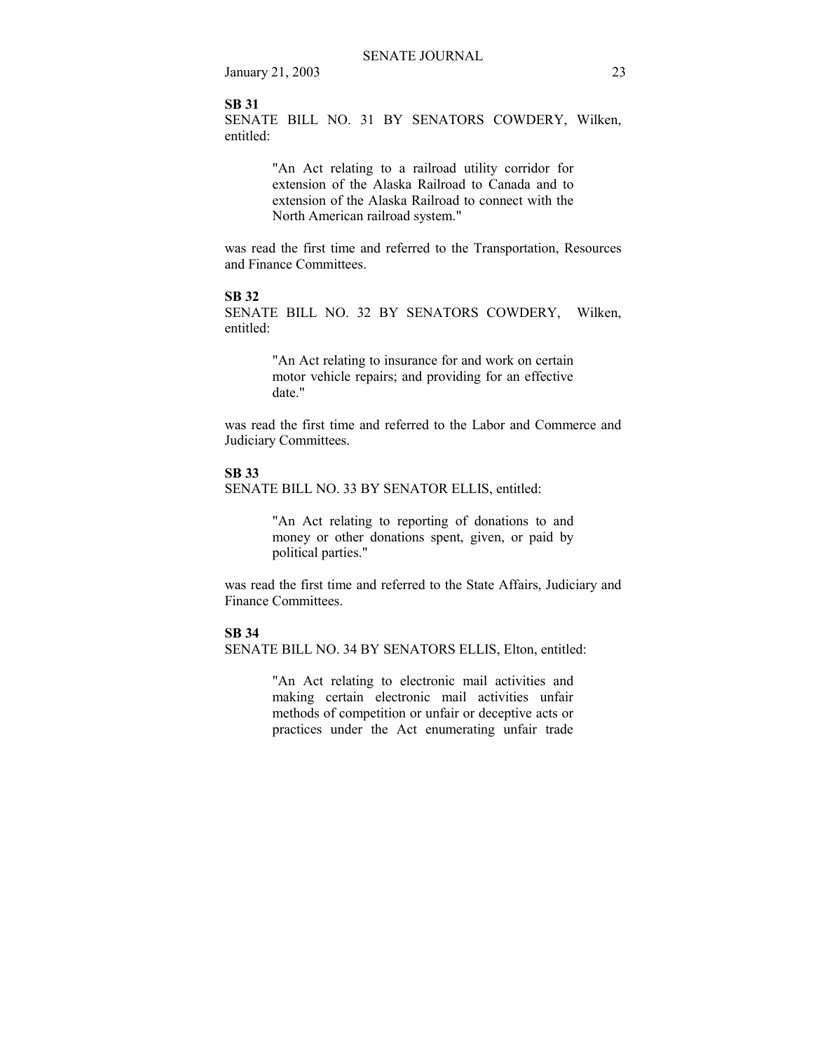**SB 31**

SENATE BILL NO. 31 BY SENATORS COWDERY, Wilken, entitled:

> "An Act relating to a railroad utility corridor for extension of the Alaska Railroad to Canada and to extension of the Alaska Railroad to connect with the North American railroad system."

was read the first time and referred to the Transportation, Resources and Finance Committees.

**SB 32**

SENATE BILL NO. 32 BY SENATORS COWDERY, Wilken, entitled:

> "An Act relating to insurance for and work on certain motor vehicle repairs; and providing for an effective date."

was read the first time and referred to the Labor and Commerce and Judiciary Committees.

**SB 33**

SENATE BILL NO. 33 BY SENATOR ELLIS, entitled:

> "An Act relating to reporting of donations to and money or other donations spent, given, or paid by political parties."

was read the first time and referred to the State Affairs, Judiciary and Finance Committees.

**SB 34**

SENATE BILL NO. 34 BY SENATORS ELLIS, Elton, entitled:

> "An Act relating to electronic mail activities and making certain electronic mail activities unfair methods of competition or unfair or deceptive acts or practices under the Act enumerating unfair trade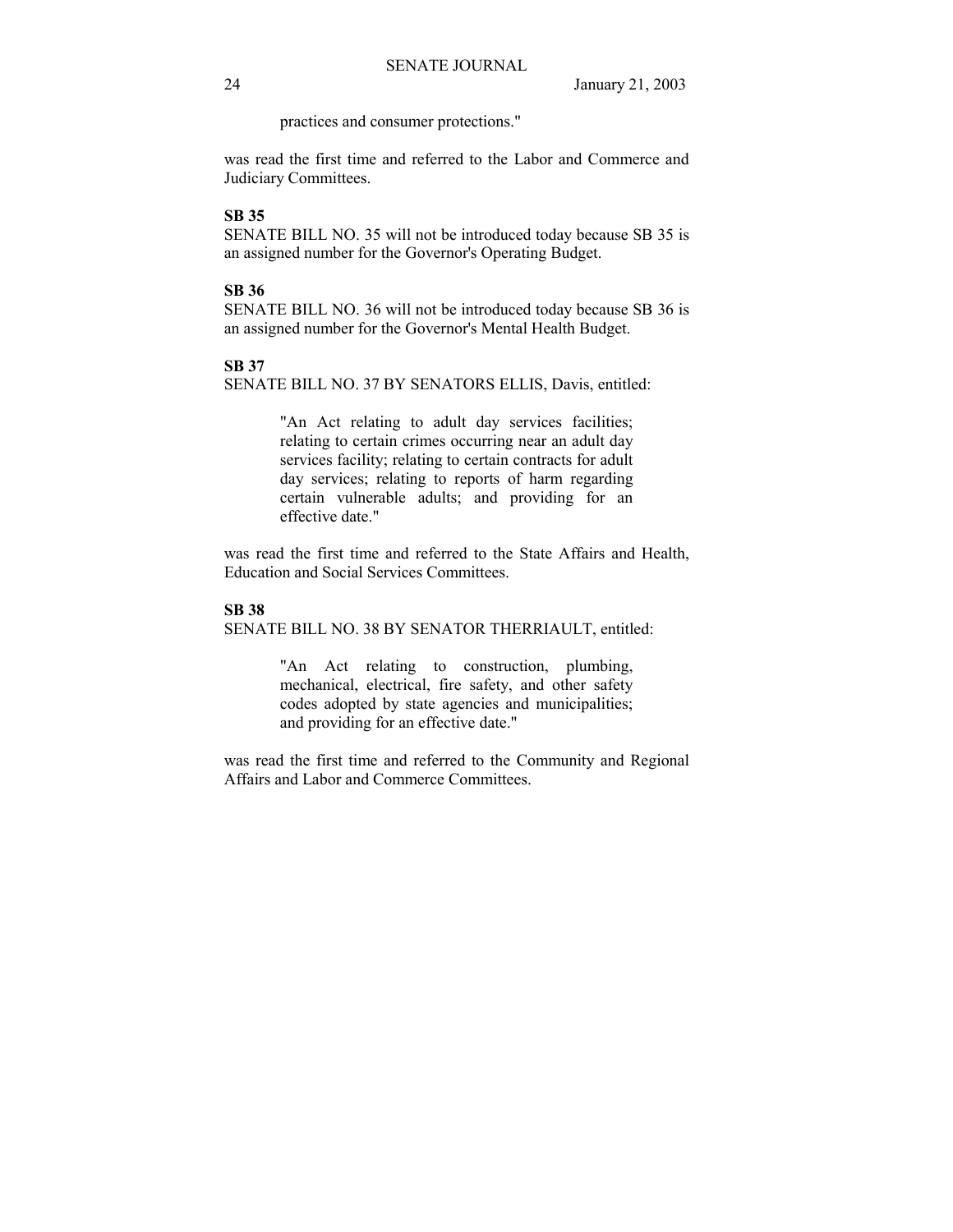practices and consumer protections."

was read the first time and referred to the Labor and Commerce and Judiciary Committees.

**SB 35**

SENATE BILL NO. 35 will not be introduced today because SB 35 is an assigned number for the Governor's Operating Budget.

**SB 36**

SENATE BILL NO. 36 will not be introduced today because SB 36 is an assigned number for the Governor's Mental Health Budget.

**SB 37**

SENATE BILL NO. 37 BY SENATORS ELLIS, Davis, entitled:

> "An Act relating to adult day services facilities; relating to certain crimes occurring near an adult day services facility; relating to certain contracts for adult day services; relating to reports of harm regarding certain vulnerable adults; and providing for an effective date."

was read the first time and referred to the State Affairs and Health, Education and Social Services Committees.

**SB 38**

SENATE BILL NO. 38 BY SENATOR THERRIAULT, entitled:

> "An Act relating to construction, plumbing, mechanical, electrical, fire safety, and other safety codes adopted by state agencies and municipalities; and providing for an effective date."

was read the first time and referred to the Community and Regional Affairs and Labor and Commerce Committees.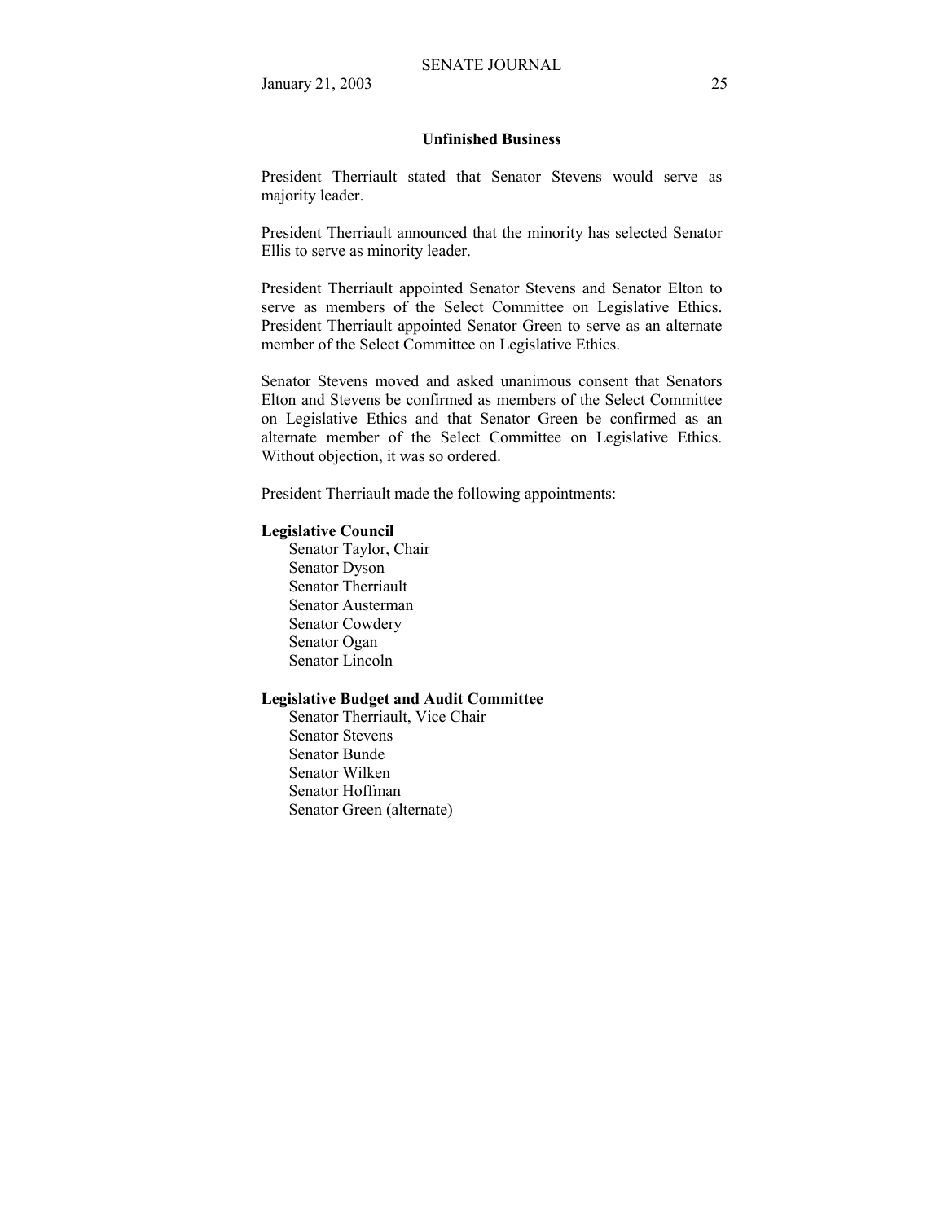## Unfinished Business

President Therriault stated that Senator Stevens would serve as majority leader.

President Therriault announced that the minority has selected Senator Ellis to serve as minority leader.

President Therriault appointed Senator Stevens and Senator Elton to serve as members of the Select Committee on Legislative Ethics. President Therriault appointed Senator Green to serve as an alternate member of the Select Committee on Legislative Ethics.

Senator Stevens moved and asked unanimous consent that Senators Elton and Stevens be confirmed as members of the Select Committee on Legislative Ethics and that Senator Green be confirmed as an alternate member of the Select Committee on Legislative Ethics. Without objection, it was so ordered.

President Therriault made the following appointments:

**Legislative Council**

Senator Taylor, Chair
Senator Dyson
Senator Therriault
Senator Austerman
Senator Cowdery
Senator Ogan
Senator Lincoln

**Legislative Budget and Audit Committee**

Senator Therriault, Vice Chair
Senator Stevens
Senator Bunde
Senator Wilken
Senator Hoffman
Senator Green (alternate)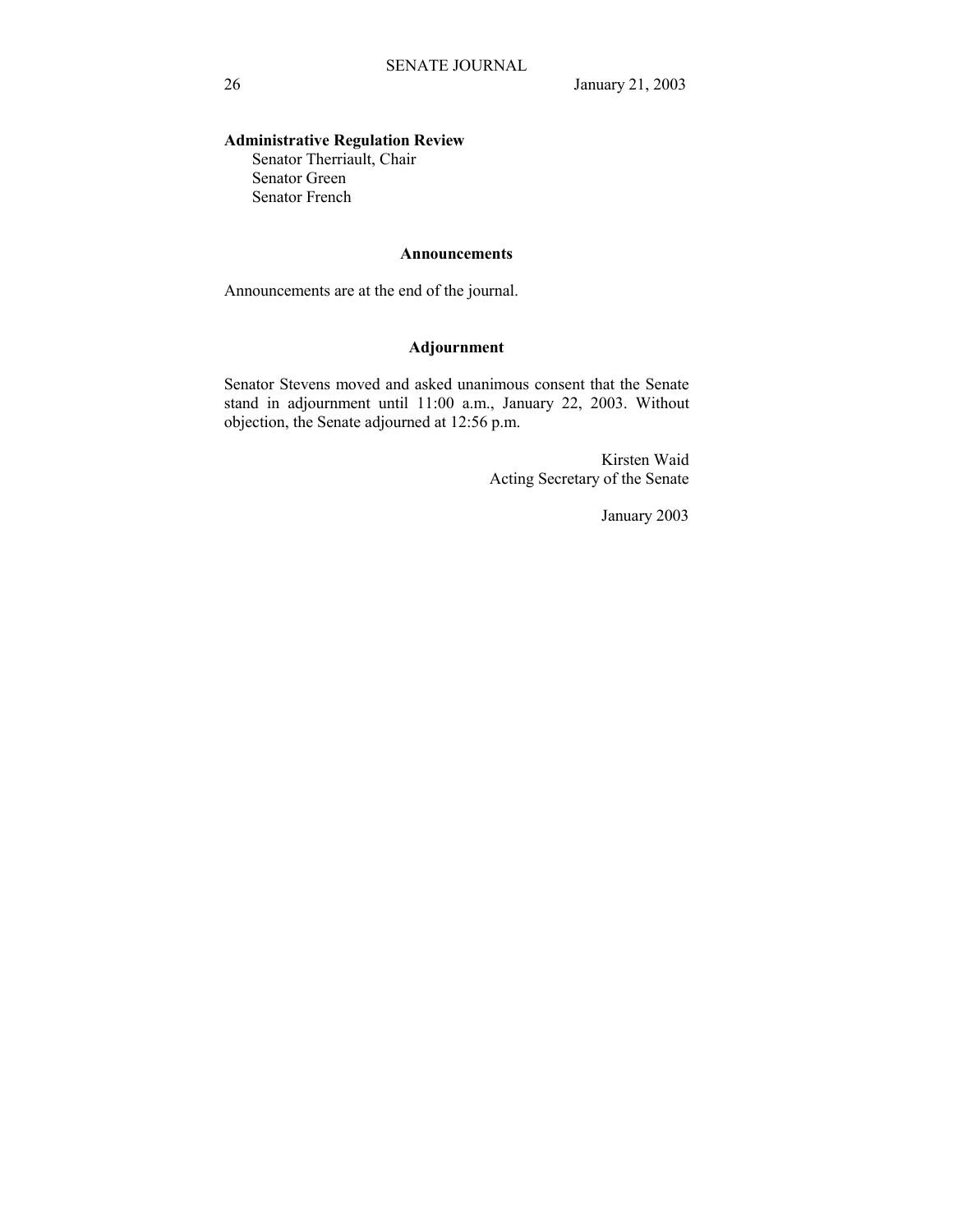**Administrative Regulation Review**

Senator Therriault, Chair
Senator Green
Senator French

## Announcements

Announcements are at the end of the journal.

## Adjournment

Senator Stevens moved and asked unanimous consent that the Senate stand in adjournment until 11:00 a.m., January 22, 2003. Without objection, the Senate adjourned at 12:56 p.m.

Kirsten Waid
Acting Secretary of the Senate

January 2003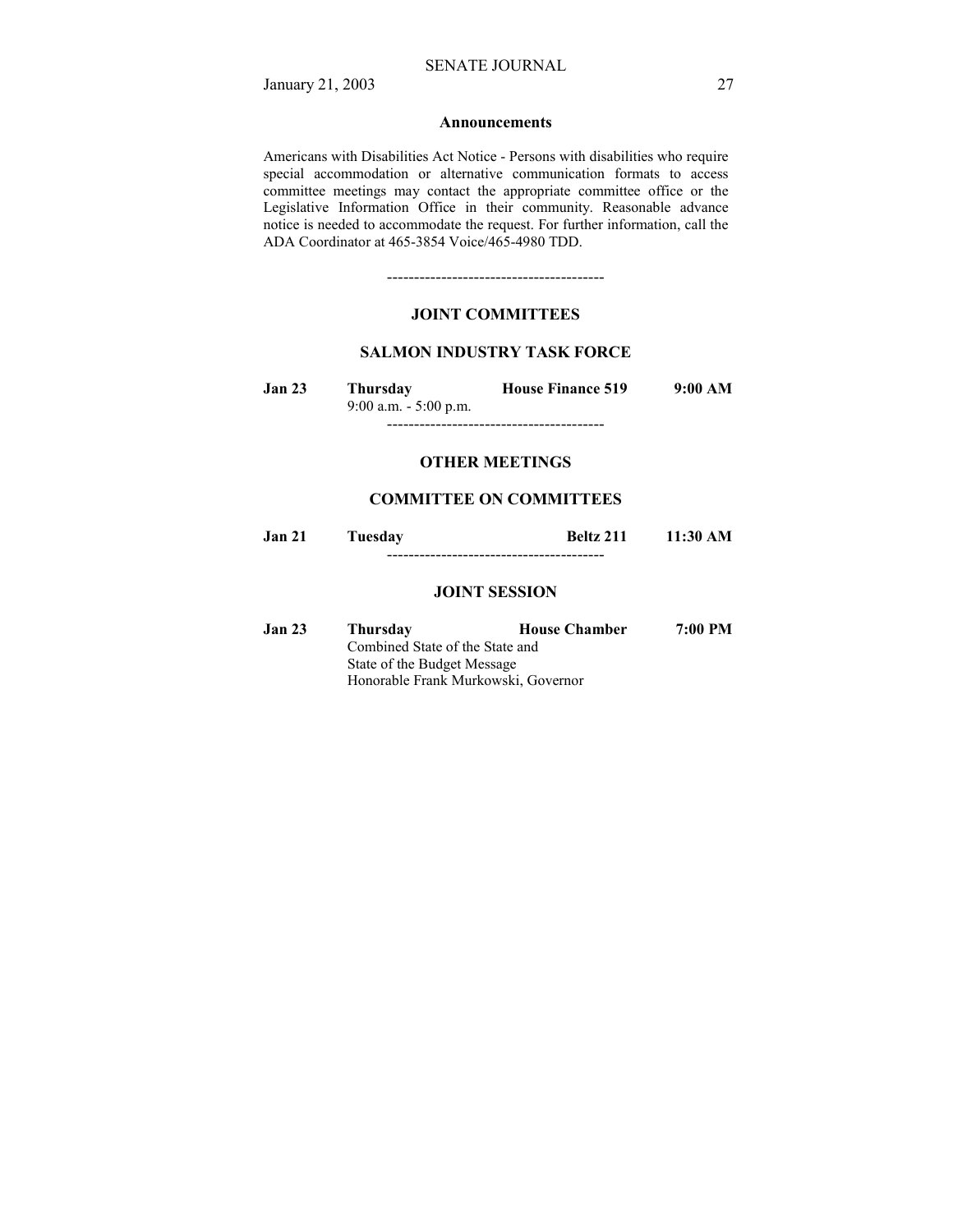### Announcements

Americans with Disabilities Act Notice - Persons with disabilities who require special accommodation or alternative communication formats to access committee meetings may contact the appropriate committee office or the Legislative Information Office in their community. Reasonable advance notice is needed to accommodate the request. For further information, call the ADA Coordinator at 465-3854 Voice/465-4980 TDD.

----------------------------------------

## JOINT COMMITTEES

### SALMON INDUSTRY TASK FORCE

**Jan 23** **Thursday** **House Finance 519** **9:00 AM**
9:00 a.m. - 5:00 p.m.

----------------------------------------

## OTHER MEETINGS

### COMMITTEE ON COMMITTEES

**Jan 21** **Tuesday** **Beltz 211** **11:30 AM**

----------------------------------------

### JOINT SESSION

**Jan 23** **Thursday** **House Chamber** **7:00 PM**
Combined State of the State and
State of the Budget Message
Honorable Frank Murkowski, Governor